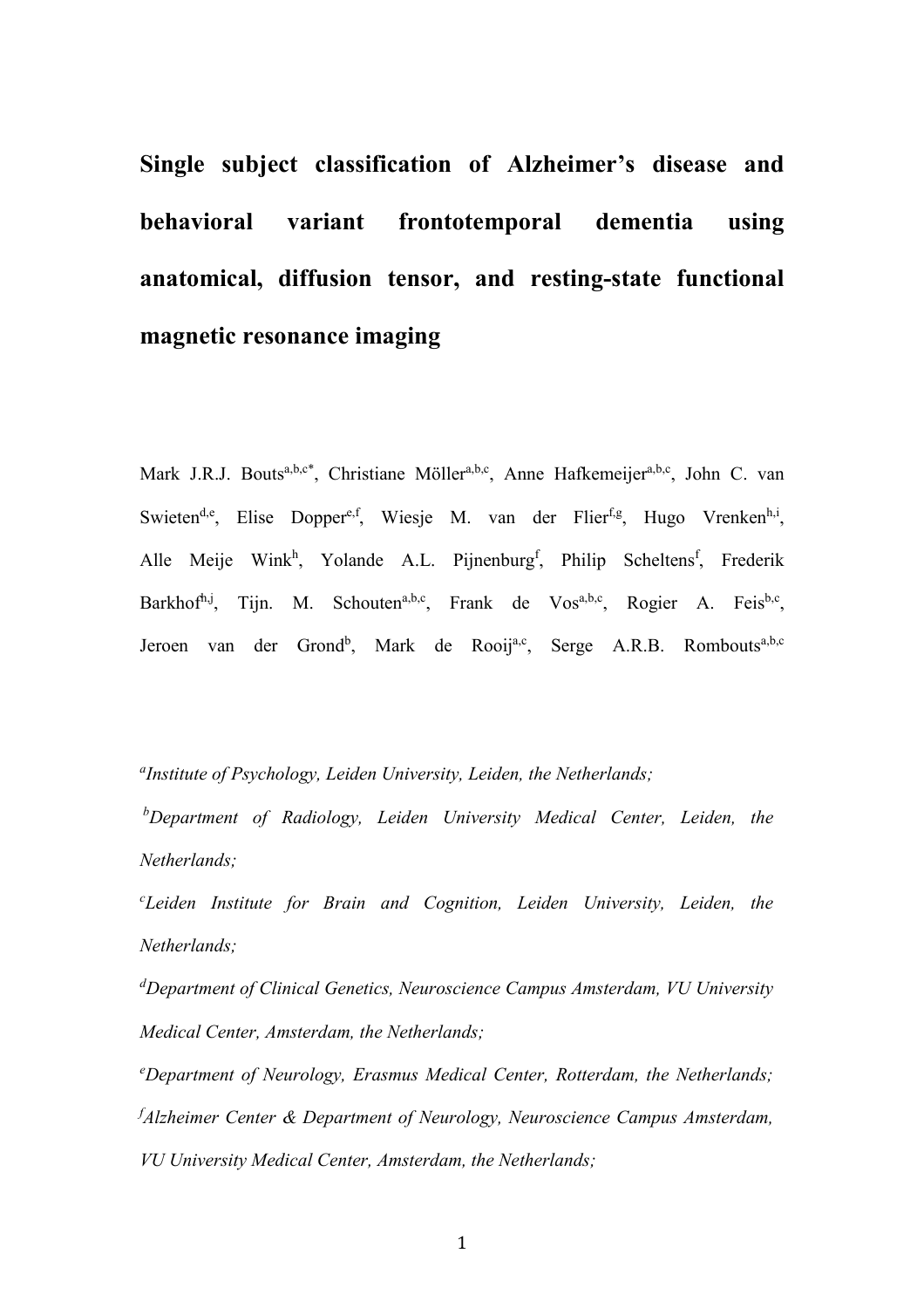# Single subject classification of Alzheimer's disease and behavioral variant frontotemporal dementia using anatomical, diffusion tensor, and resting-state functional magnetic resonance imaging

Mark J.R.J. Bouts[a,b,c*], Christiane Möller[a,b,c], Anne Hafkemeijer[a,b,c], John C. van Swieten[d,e], Elise Dopper[e,f], Wiesje M. van der Flier[f,g], Hugo Vrenken[h,i], Alle Meije Wink[h], Yolande A.L. Pijnenburg[f], Philip Scheltens[f], Frederik Barkhof[h,j], Tijn. M. Schouten[a,b,c], Frank de Vos[a,b,c], Rogier A. Feis[b,c], Jeroen van der Grond[b], Mark de Rooij[a,c], Serge A.R.B. Rombouts[a,b,c]

[a]*Institute of Psychology, Leiden University, Leiden, the Netherlands;*

[b]*Department of Radiology, Leiden University Medical Center, Leiden, the Netherlands;*

[c]*Leiden Institute for Brain and Cognition, Leiden University, Leiden, the Netherlands;*

[d]*Department of Clinical Genetics, Neuroscience Campus Amsterdam, VU University Medical Center, Amsterdam, the Netherlands;*

[e]*Department of Neurology, Erasmus Medical Center, Rotterdam, the Netherlands;*

[f]*Alzheimer Center & Department of Neurology, Neuroscience Campus Amsterdam, VU University Medical Center, Amsterdam, the Netherlands;*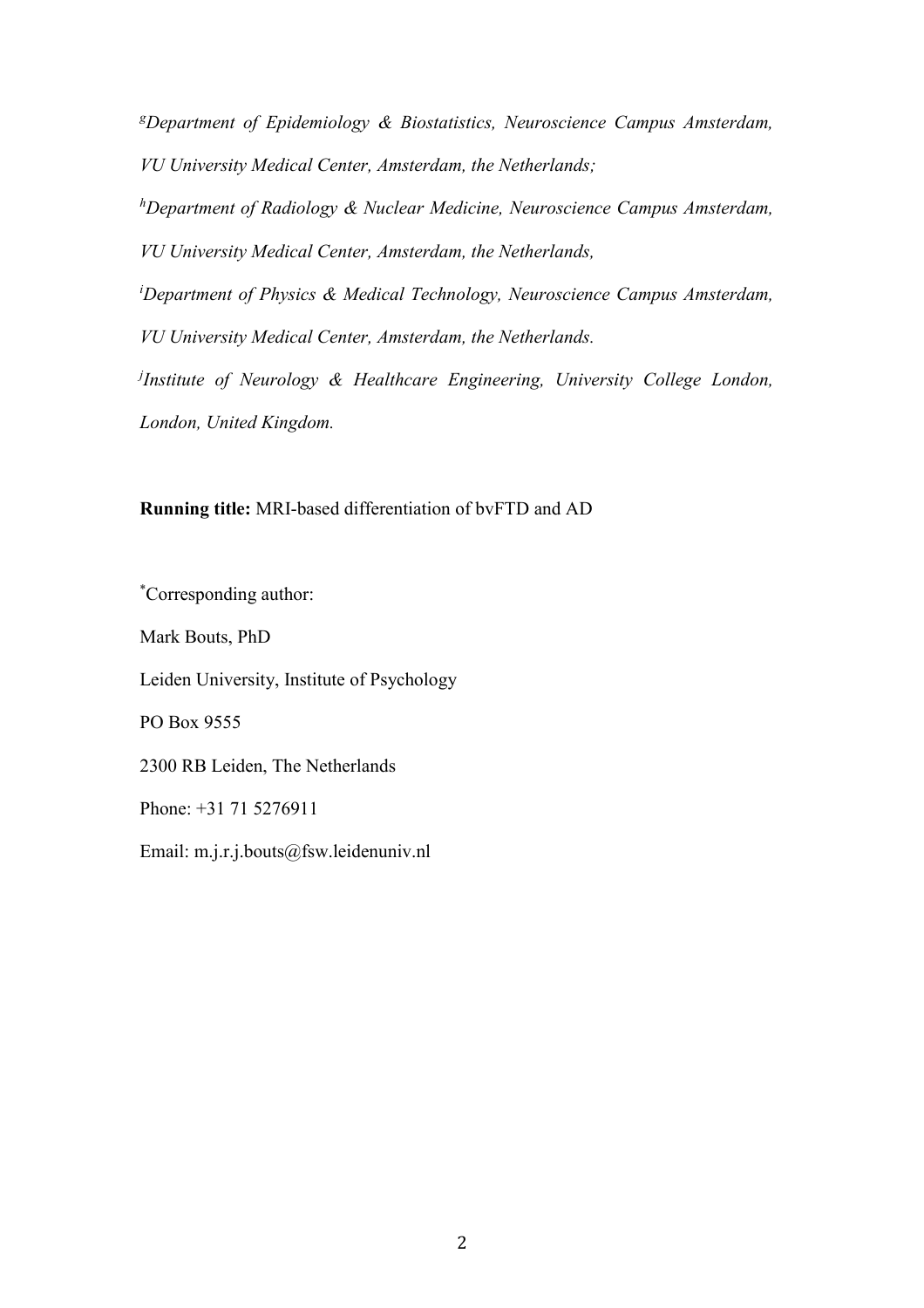[g]*Department of Epidemiology & Biostatistics, Neuroscience Campus Amsterdam, VU University Medical Center, Amsterdam, the Netherlands;*

[h]*Department of Radiology & Nuclear Medicine, Neuroscience Campus Amsterdam, VU University Medical Center, Amsterdam, the Netherlands,*

[i]*Department of Physics & Medical Technology, Neuroscience Campus Amsterdam, VU University Medical Center, Amsterdam, the Netherlands.*

[j]*Institute of Neurology & Healthcare Engineering, University College London, London, United Kingdom.*

**Running title:** MRI-based differentiation of bvFTD and AD

[*]Corresponding author:

Mark Bouts, PhD

Leiden University, Institute of Psychology

PO Box 9555

2300 RB Leiden, The Netherlands

Phone: +31 71 5276911

Email: m.j.r.j.bouts@fsw.leidenuniv.nl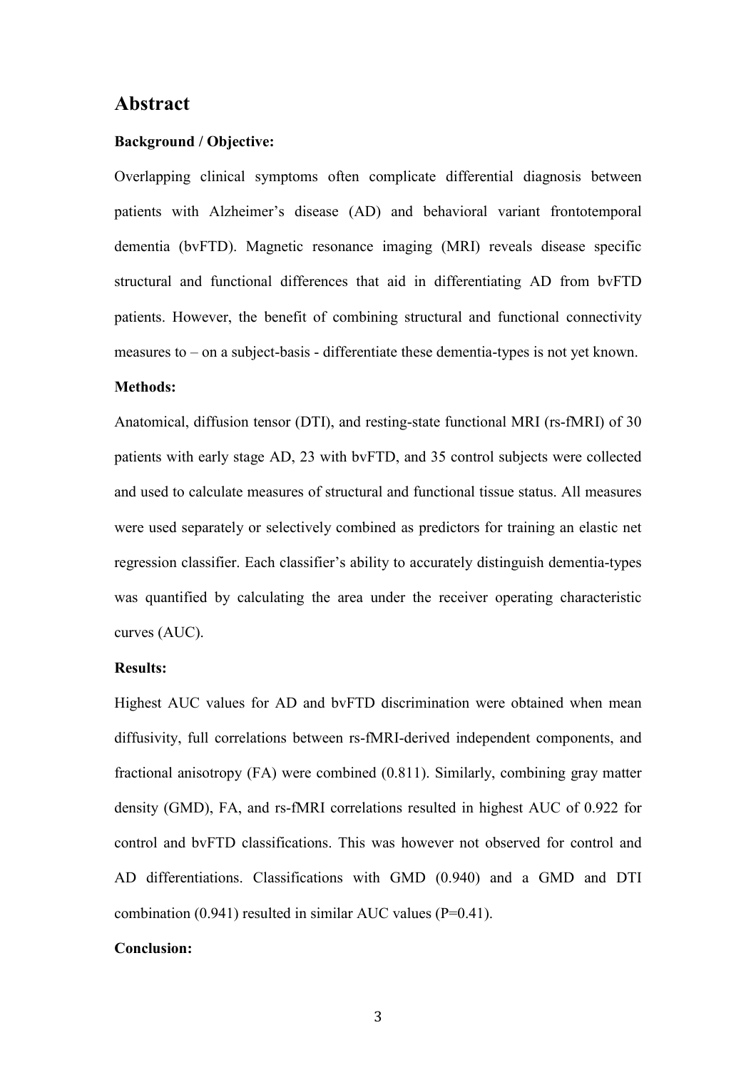## Abstract

**Background / Objective:**

Overlapping clinical symptoms often complicate differential diagnosis between patients with Alzheimer's disease (AD) and behavioral variant frontotemporal dementia (bvFTD). Magnetic resonance imaging (MRI) reveals disease specific structural and functional differences that aid in differentiating AD from bvFTD patients. However, the benefit of combining structural and functional connectivity measures to – on a subject-basis - differentiate these dementia-types is not yet known.

**Methods:**

Anatomical, diffusion tensor (DTI), and resting-state functional MRI (rs-fMRI) of 30 patients with early stage AD, 23 with bvFTD, and 35 control subjects were collected and used to calculate measures of structural and functional tissue status. All measures were used separately or selectively combined as predictors for training an elastic net regression classifier. Each classifier's ability to accurately distinguish dementia-types was quantified by calculating the area under the receiver operating characteristic curves (AUC).

**Results:**

Highest AUC values for AD and bvFTD discrimination were obtained when mean diffusivity, full correlations between rs-fMRI-derived independent components, and fractional anisotropy (FA) were combined (0.811). Similarly, combining gray matter density (GMD), FA, and rs-fMRI correlations resulted in highest AUC of 0.922 for control and bvFTD classifications. This was however not observed for control and AD differentiations. Classifications with GMD (0.940) and a GMD and DTI combination (0.941) resulted in similar AUC values (P=0.41).

**Conclusion:**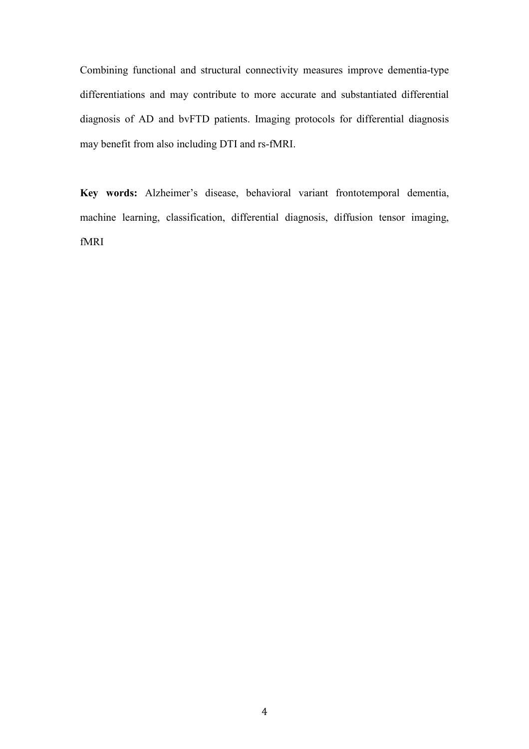Combining functional and structural connectivity measures improve dementia-type differentiations and may contribute to more accurate and substantiated differential diagnosis of AD and bvFTD patients. Imaging protocols for differential diagnosis may benefit from also including DTI and rs-fMRI.

**Key words:** Alzheimer's disease, behavioral variant frontotemporal dementia, machine learning, classification, differential diagnosis, diffusion tensor imaging, fMRI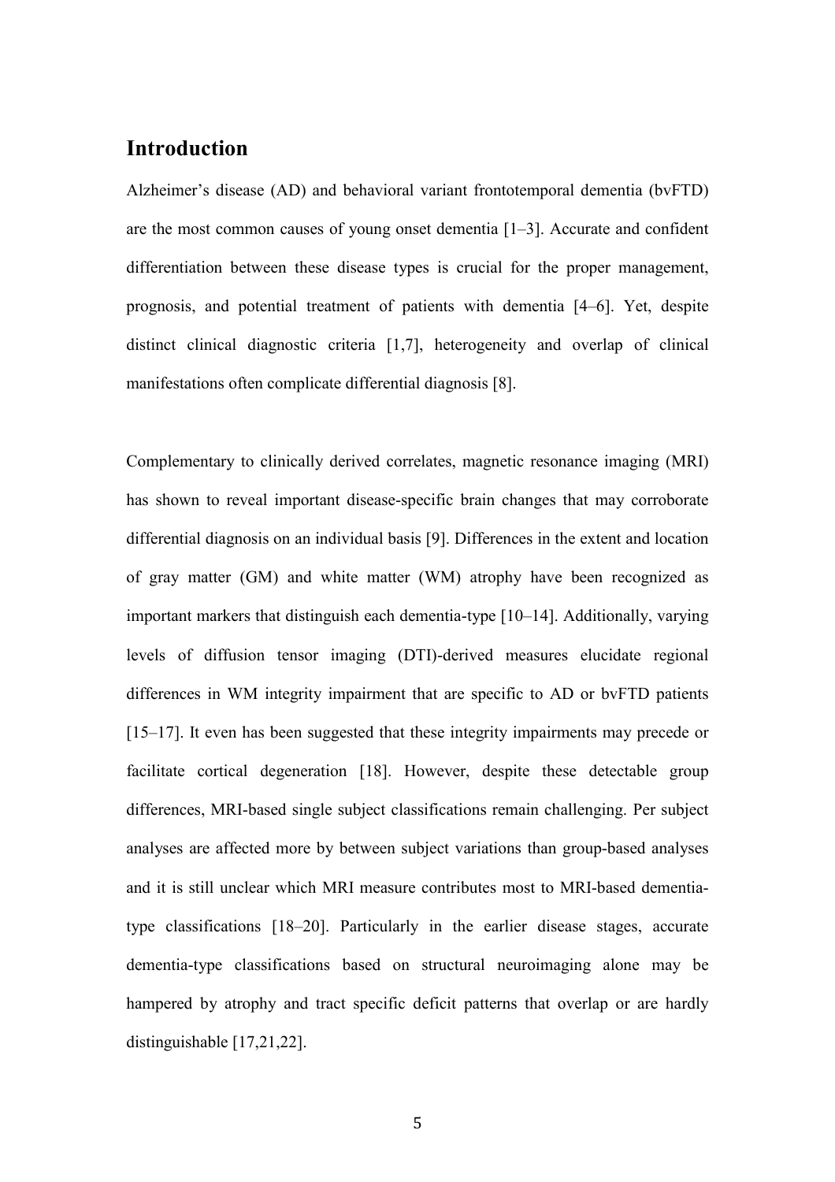## Introduction

Alzheimer's disease (AD) and behavioral variant frontotemporal dementia (bvFTD) are the most common causes of young onset dementia [1–3]. Accurate and confident differentiation between these disease types is crucial for the proper management, prognosis, and potential treatment of patients with dementia [4–6]. Yet, despite distinct clinical diagnostic criteria [1,7], heterogeneity and overlap of clinical manifestations often complicate differential diagnosis [8].

Complementary to clinically derived correlates, magnetic resonance imaging (MRI) has shown to reveal important disease-specific brain changes that may corroborate differential diagnosis on an individual basis [9]. Differences in the extent and location of gray matter (GM) and white matter (WM) atrophy have been recognized as important markers that distinguish each dementia-type [10–14]. Additionally, varying levels of diffusion tensor imaging (DTI)-derived measures elucidate regional differences in WM integrity impairment that are specific to AD or bvFTD patients [15–17]. It even has been suggested that these integrity impairments may precede or facilitate cortical degeneration [18]. However, despite these detectable group differences, MRI-based single subject classifications remain challenging. Per subject analyses are affected more by between subject variations than group-based analyses and it is still unclear which MRI measure contributes most to MRI-based dementia-type classifications [18–20]. Particularly in the earlier disease stages, accurate dementia-type classifications based on structural neuroimaging alone may be hampered by atrophy and tract specific deficit patterns that overlap or are hardly distinguishable [17,21,22].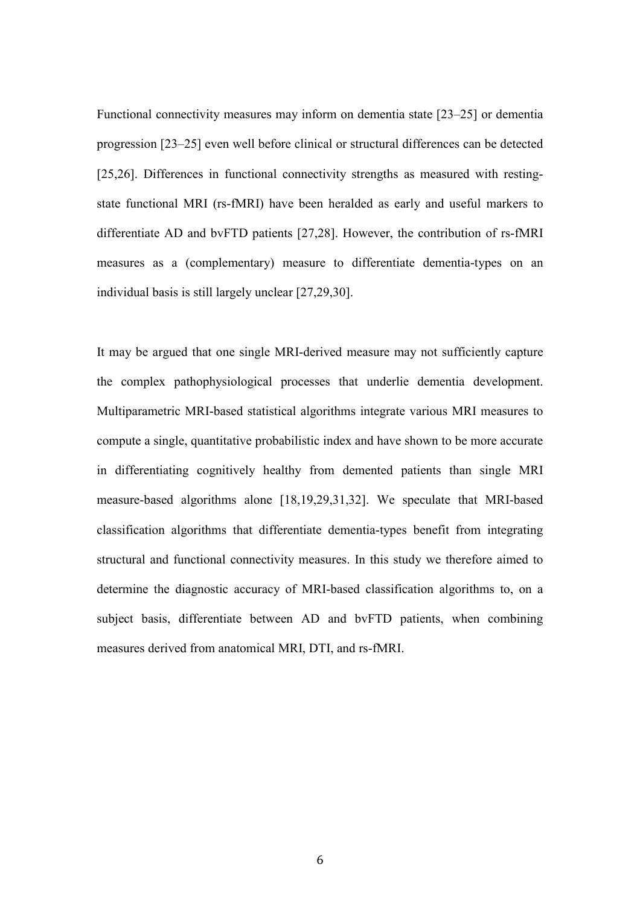Functional connectivity measures may inform on dementia state [23–25] or dementia progression [23–25] even well before clinical or structural differences can be detected [25,26]. Differences in functional connectivity strengths as measured with resting-state functional MRI (rs-fMRI) have been heralded as early and useful markers to differentiate AD and bvFTD patients [27,28]. However, the contribution of rs-fMRI measures as a (complementary) measure to differentiate dementia-types on an individual basis is still largely unclear [27,29,30].

It may be argued that one single MRI-derived measure may not sufficiently capture the complex pathophysiological processes that underlie dementia development. Multiparametric MRI-based statistical algorithms integrate various MRI measures to compute a single, quantitative probabilistic index and have shown to be more accurate in differentiating cognitively healthy from demented patients than single MRI measure-based algorithms alone [18,19,29,31,32]. We speculate that MRI-based classification algorithms that differentiate dementia-types benefit from integrating structural and functional connectivity measures. In this study we therefore aimed to determine the diagnostic accuracy of MRI-based classification algorithms to, on a subject basis, differentiate between AD and bvFTD patients, when combining measures derived from anatomical MRI, DTI, and rs-fMRI.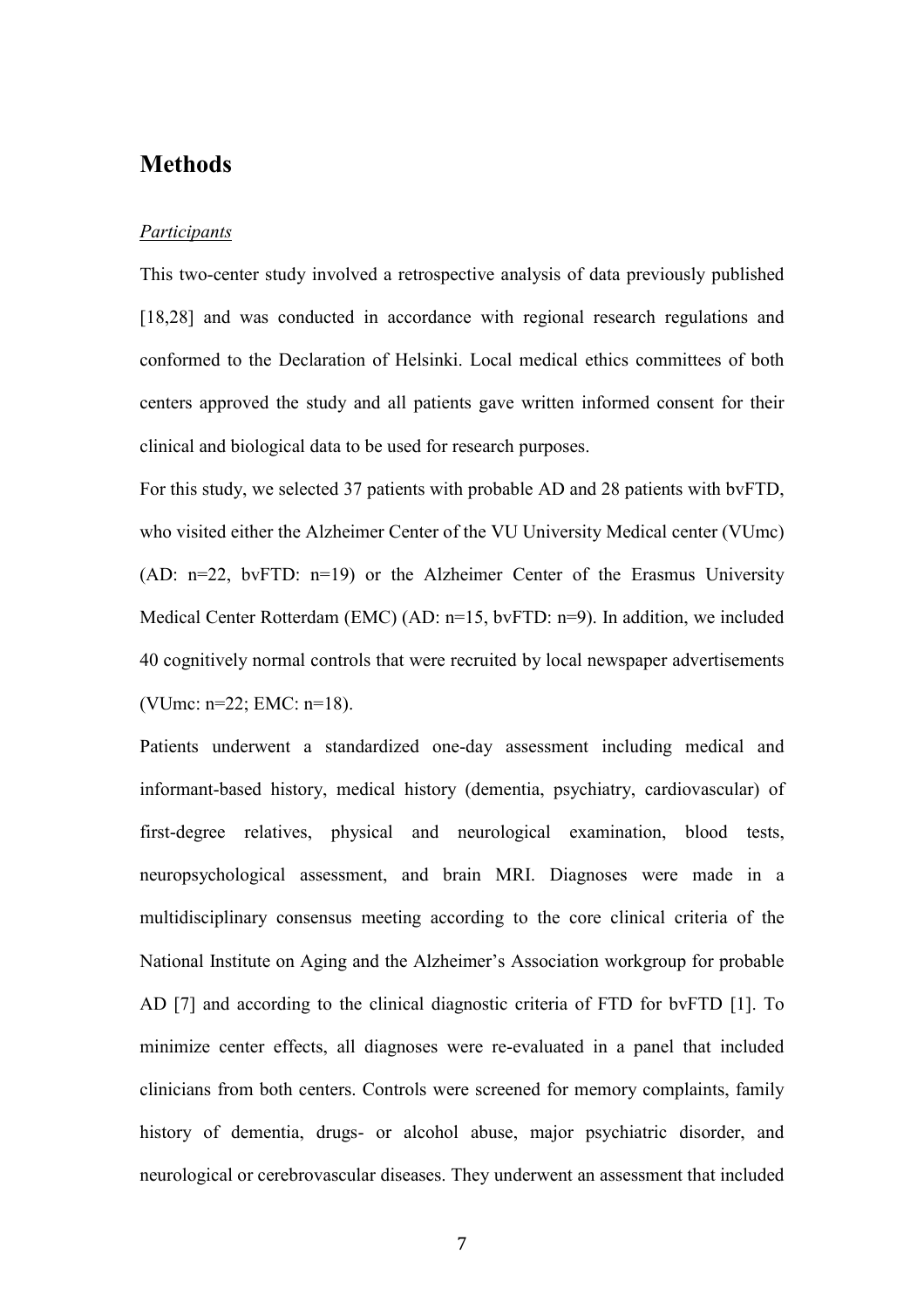# Methods

*Participants*

This two-center study involved a retrospective analysis of data previously published [18,28] and was conducted in accordance with regional research regulations and conformed to the Declaration of Helsinki. Local medical ethics committees of both centers approved the study and all patients gave written informed consent for their clinical and biological data to be used for research purposes.

For this study, we selected 37 patients with probable AD and 28 patients with bvFTD, who visited either the Alzheimer Center of the VU University Medical center (VUmc) (AD: n=22, bvFTD: n=19) or the Alzheimer Center of the Erasmus University Medical Center Rotterdam (EMC) (AD: n=15, bvFTD: n=9). In addition, we included 40 cognitively normal controls that were recruited by local newspaper advertisements (VUmc: n=22; EMC: n=18).

Patients underwent a standardized one-day assessment including medical and informant-based history, medical history (dementia, psychiatry, cardiovascular) of first-degree relatives, physical and neurological examination, blood tests, neuropsychological assessment, and brain MRI. Diagnoses were made in a multidisciplinary consensus meeting according to the core clinical criteria of the National Institute on Aging and the Alzheimer's Association workgroup for probable AD [7] and according to the clinical diagnostic criteria of FTD for bvFTD [1]. To minimize center effects, all diagnoses were re-evaluated in a panel that included clinicians from both centers. Controls were screened for memory complaints, family history of dementia, drugs- or alcohol abuse, major psychiatric disorder, and neurological or cerebrovascular diseases. They underwent an assessment that included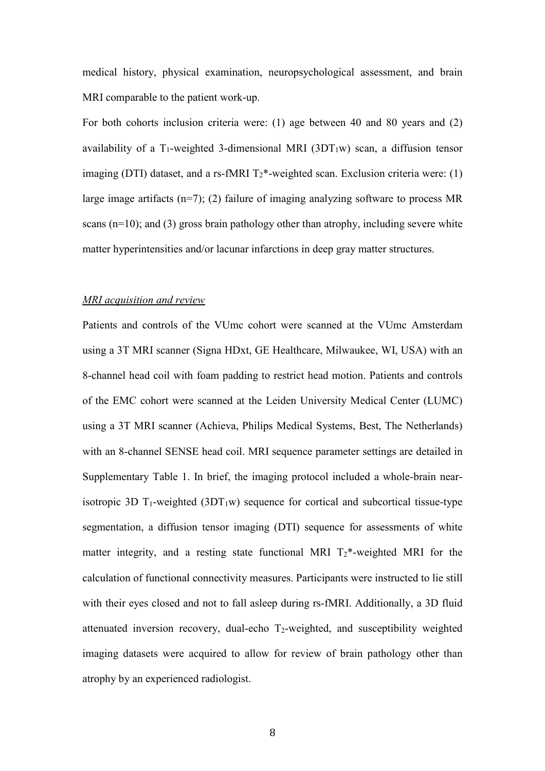medical history, physical examination, neuropsychological assessment, and brain MRI comparable to the patient work-up.

For both cohorts inclusion criteria were: (1) age between 40 and 80 years and (2) availability of a $T_1$-weighted 3-dimensional MRI ($3DT_1w$) scan, a diffusion tensor imaging (DTI) dataset, and a rs-fMRI $T_2$*-weighted scan. Exclusion criteria were: (1) large image artifacts (n=7); (2) failure of imaging analyzing software to process MR scans (n=10); and (3) gross brain pathology other than atrophy, including severe white matter hyperintensities and/or lacunar infarctions in deep gray matter structures.

*MRI acquisition and review*

Patients and controls of the VUmc cohort were scanned at the VUmc Amsterdam using a 3T MRI scanner (Signa HDxt, GE Healthcare, Milwaukee, WI, USA) with an 8-channel head coil with foam padding to restrict head motion. Patients and controls of the EMC cohort were scanned at the Leiden University Medical Center (LUMC) using a 3T MRI scanner (Achieva, Philips Medical Systems, Best, The Netherlands) with an 8-channel SENSE head coil. MRI sequence parameter settings are detailed in Supplementary Table 1. In brief, the imaging protocol included a whole-brain near-isotropic 3D $T_1$-weighted ($3DT_1w$) sequence for cortical and subcortical tissue-type segmentation, a diffusion tensor imaging (DTI) sequence for assessments of white matter integrity, and a resting state functional MRI $T_2$*-weighted MRI for the calculation of functional connectivity measures. Participants were instructed to lie still with their eyes closed and not to fall asleep during rs-fMRI. Additionally, a 3D fluid attenuated inversion recovery, dual-echo $T_2$-weighted, and susceptibility weighted imaging datasets were acquired to allow for review of brain pathology other than atrophy by an experienced radiologist.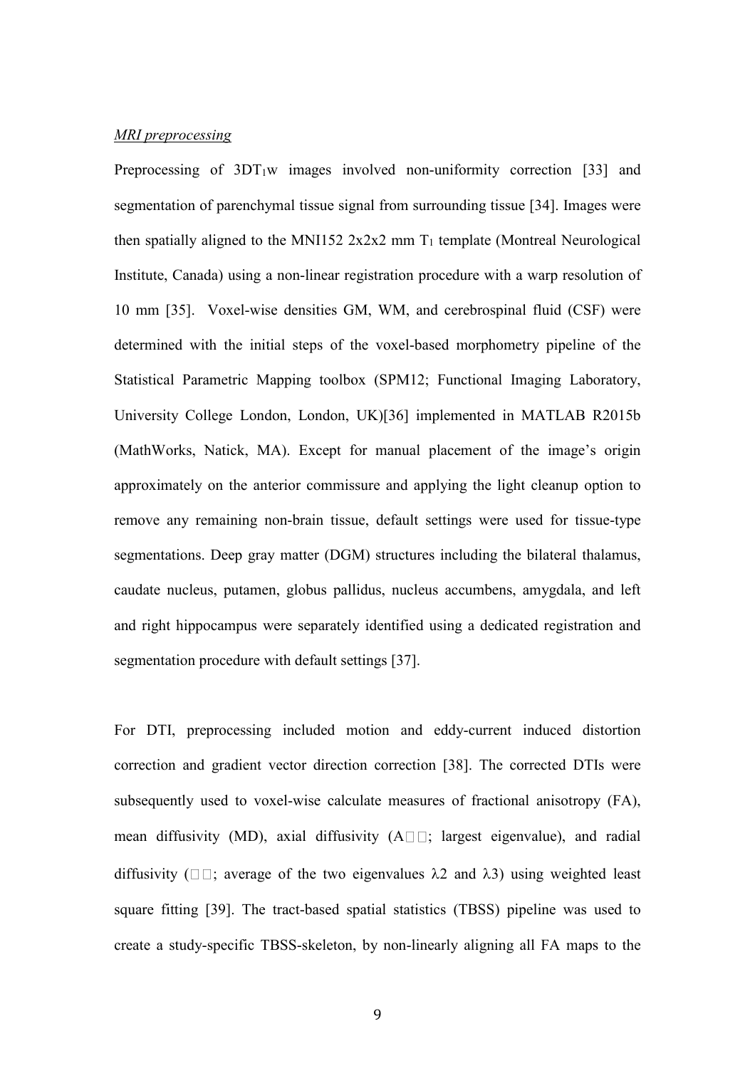*MRI preprocessing*

Preprocessing of $3DT_1w$ images involved non-uniformity correction [33] and segmentation of parenchymal tissue signal from surrounding tissue [34]. Images were then spatially aligned to the MNI152 2x2x2 mm $T_1$ template (Montreal Neurological Institute, Canada) using a non-linear registration procedure with a warp resolution of 10 mm [35]. Voxel-wise densities GM, WM, and cerebrospinal fluid (CSF) were determined with the initial steps of the voxel-based morphometry pipeline of the Statistical Parametric Mapping toolbox (SPM12; Functional Imaging Laboratory, University College London, London, UK)[36] implemented in MATLAB R2015b (MathWorks, Natick, MA). Except for manual placement of the image's origin approximately on the anterior commissure and applying the light cleanup option to remove any remaining non-brain tissue, default settings were used for tissue-type segmentations. Deep gray matter (DGM) structures including the bilateral thalamus, caudate nucleus, putamen, globus pallidus, nucleus accumbens, amygdala, and left and right hippocampus were separately identified using a dedicated registration and segmentation procedure with default settings [37].

For DTI, preprocessing included motion and eddy-current induced distortion correction and gradient vector direction correction [38]. The corrected DTIs were subsequently used to voxel-wise calculate measures of fractional anisotropy (FA), mean diffusivity (MD), axial diffusivity (A□□; largest eigenvalue), and radial diffusivity (□□; average of the two eigenvalues $\lambda 2$ and $\lambda 3$) using weighted least square fitting [39]. The tract-based spatial statistics (TBSS) pipeline was used to create a study-specific TBSS-skeleton, by non-linearly aligning all FA maps to the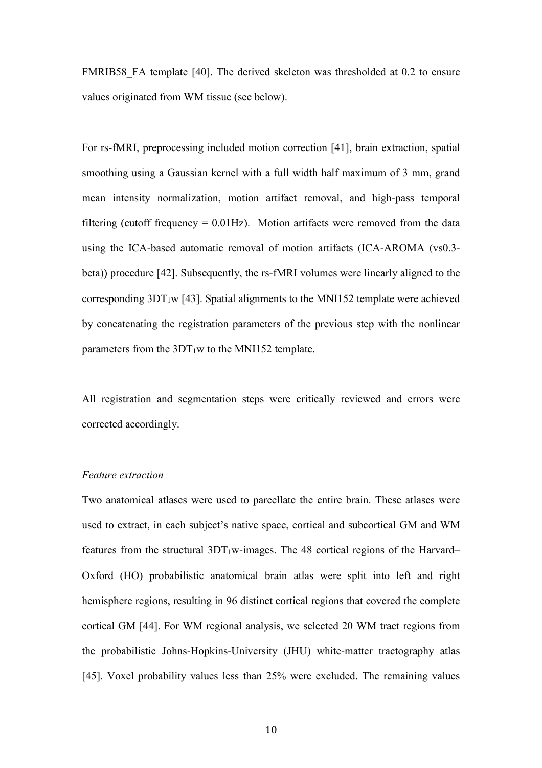FMRIB58_FA template [40]. The derived skeleton was thresholded at 0.2 to ensure values originated from WM tissue (see below).

For rs-fMRI, preprocessing included motion correction [41], brain extraction, spatial smoothing using a Gaussian kernel with a full width half maximum of 3 mm, grand mean intensity normalization, motion artifact removal, and high-pass temporal filtering (cutoff frequency = 0.01Hz). Motion artifacts were removed from the data using the ICA-based automatic removal of motion artifacts (ICA-AROMA (vs0.3-beta)) procedure [42]. Subsequently, the rs-fMRI volumes were linearly aligned to the corresponding $3DT_1w$ [43]. Spatial alignments to the MNI152 template were achieved by concatenating the registration parameters of the previous step with the nonlinear parameters from the $3DT_1w$ to the MNI152 template.

All registration and segmentation steps were critically reviewed and errors were corrected accordingly.

*Feature extraction*

Two anatomical atlases were used to parcellate the entire brain. These atlases were used to extract, in each subject's native space, cortical and subcortical GM and WM features from the structural $3DT_1w$-images. The 48 cortical regions of the Harvard–Oxford (HO) probabilistic anatomical brain atlas were split into left and right hemisphere regions, resulting in 96 distinct cortical regions that covered the complete cortical GM [44]. For WM regional analysis, we selected 20 WM tract regions from the probabilistic Johns-Hopkins-University (JHU) white-matter tractography atlas [45]. Voxel probability values less than 25% were excluded. The remaining values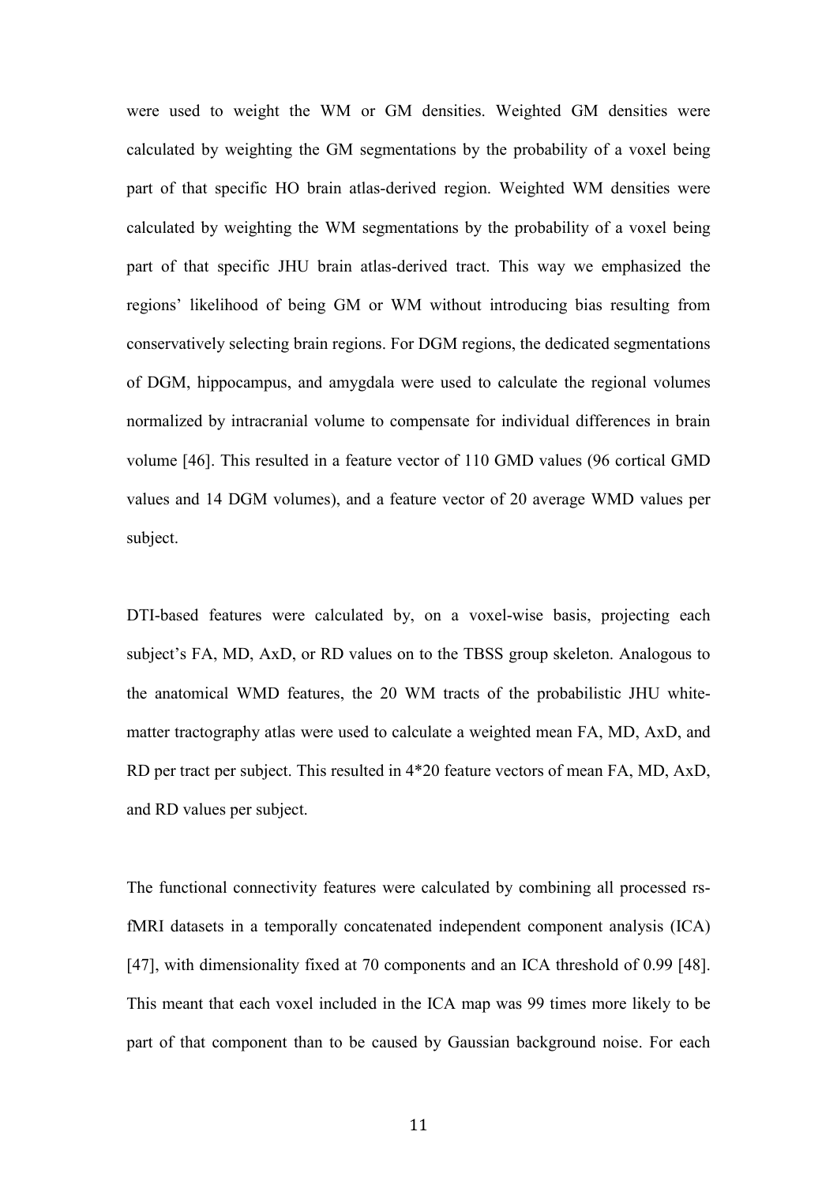were used to weight the WM or GM densities. Weighted GM densities were calculated by weighting the GM segmentations by the probability of a voxel being part of that specific HO brain atlas-derived region. Weighted WM densities were calculated by weighting the WM segmentations by the probability of a voxel being part of that specific JHU brain atlas-derived tract. This way we emphasized the regions' likelihood of being GM or WM without introducing bias resulting from conservatively selecting brain regions. For DGM regions, the dedicated segmentations of DGM, hippocampus, and amygdala were used to calculate the regional volumes normalized by intracranial volume to compensate for individual differences in brain volume [46]. This resulted in a feature vector of 110 GMD values (96 cortical GMD values and 14 DGM volumes), and a feature vector of 20 average WMD values per subject.

DTI-based features were calculated by, on a voxel-wise basis, projecting each subject's FA, MD, AxD, or RD values on to the TBSS group skeleton. Analogous to the anatomical WMD features, the 20 WM tracts of the probabilistic JHU white-matter tractography atlas were used to calculate a weighted mean FA, MD, AxD, and RD per tract per subject. This resulted in 4*20 feature vectors of mean FA, MD, AxD, and RD values per subject.

The functional connectivity features were calculated by combining all processed rs-fMRI datasets in a temporally concatenated independent component analysis (ICA) [47], with dimensionality fixed at 70 components and an ICA threshold of 0.99 [48]. This meant that each voxel included in the ICA map was 99 times more likely to be part of that component than to be caused by Gaussian background noise. For each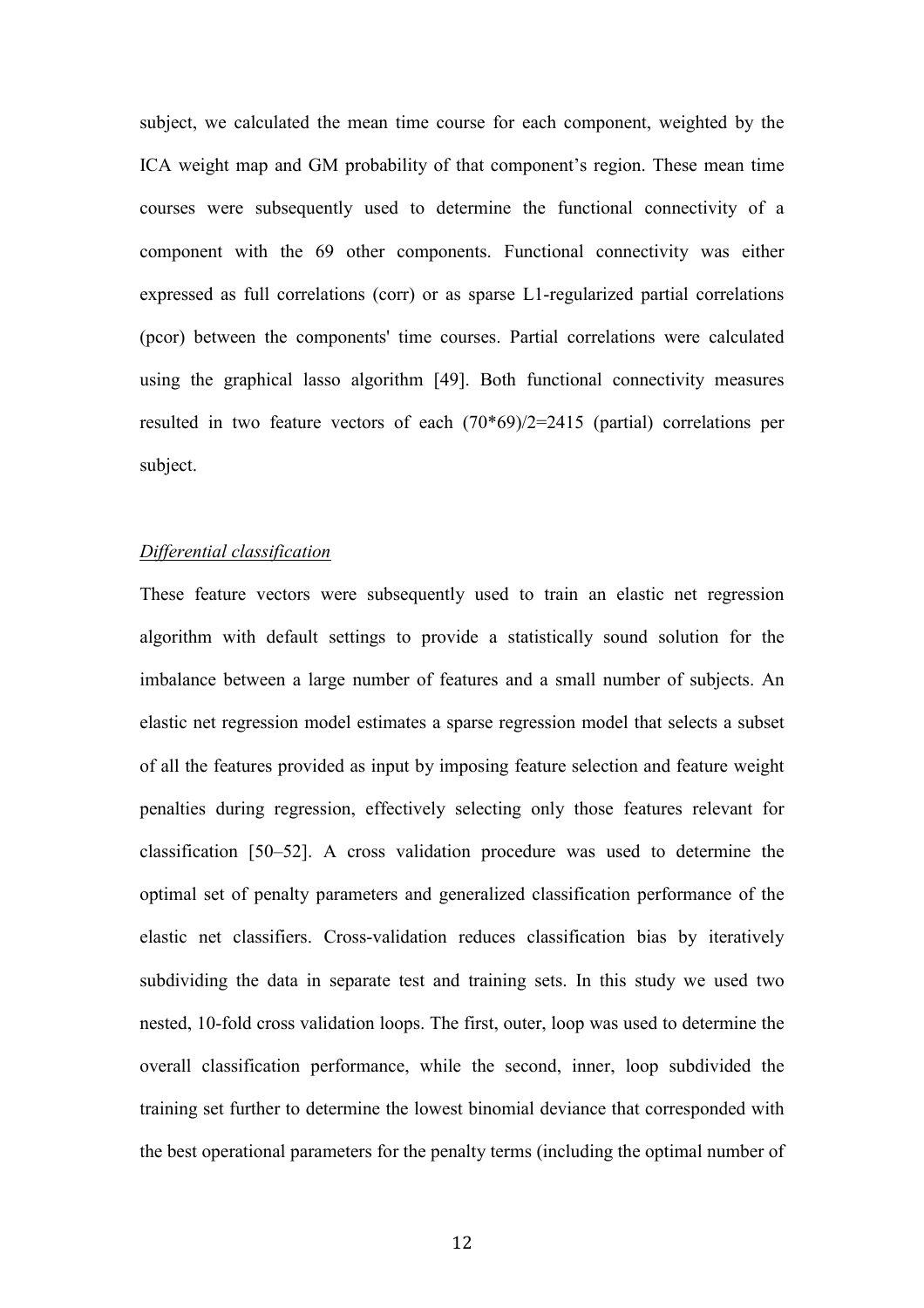subject, we calculated the mean time course for each component, weighted by the ICA weight map and GM probability of that component's region. These mean time courses were subsequently used to determine the functional connectivity of a component with the 69 other components. Functional connectivity was either expressed as full correlations (corr) or as sparse L1-regularized partial correlations (pcor) between the components' time courses. Partial correlations were calculated using the graphical lasso algorithm [49]. Both functional connectivity measures resulted in two feature vectors of each (70*69)/2=2415 (partial) correlations per subject.

*Differential classification*

These feature vectors were subsequently used to train an elastic net regression algorithm with default settings to provide a statistically sound solution for the imbalance between a large number of features and a small number of subjects. An elastic net regression model estimates a sparse regression model that selects a subset of all the features provided as input by imposing feature selection and feature weight penalties during regression, effectively selecting only those features relevant for classification [50–52]. A cross validation procedure was used to determine the optimal set of penalty parameters and generalized classification performance of the elastic net classifiers. Cross-validation reduces classification bias by iteratively subdividing the data in separate test and training sets. In this study we used two nested, 10-fold cross validation loops. The first, outer, loop was used to determine the overall classification performance, while the second, inner, loop subdivided the training set further to determine the lowest binomial deviance that corresponded with the best operational parameters for the penalty terms (including the optimal number of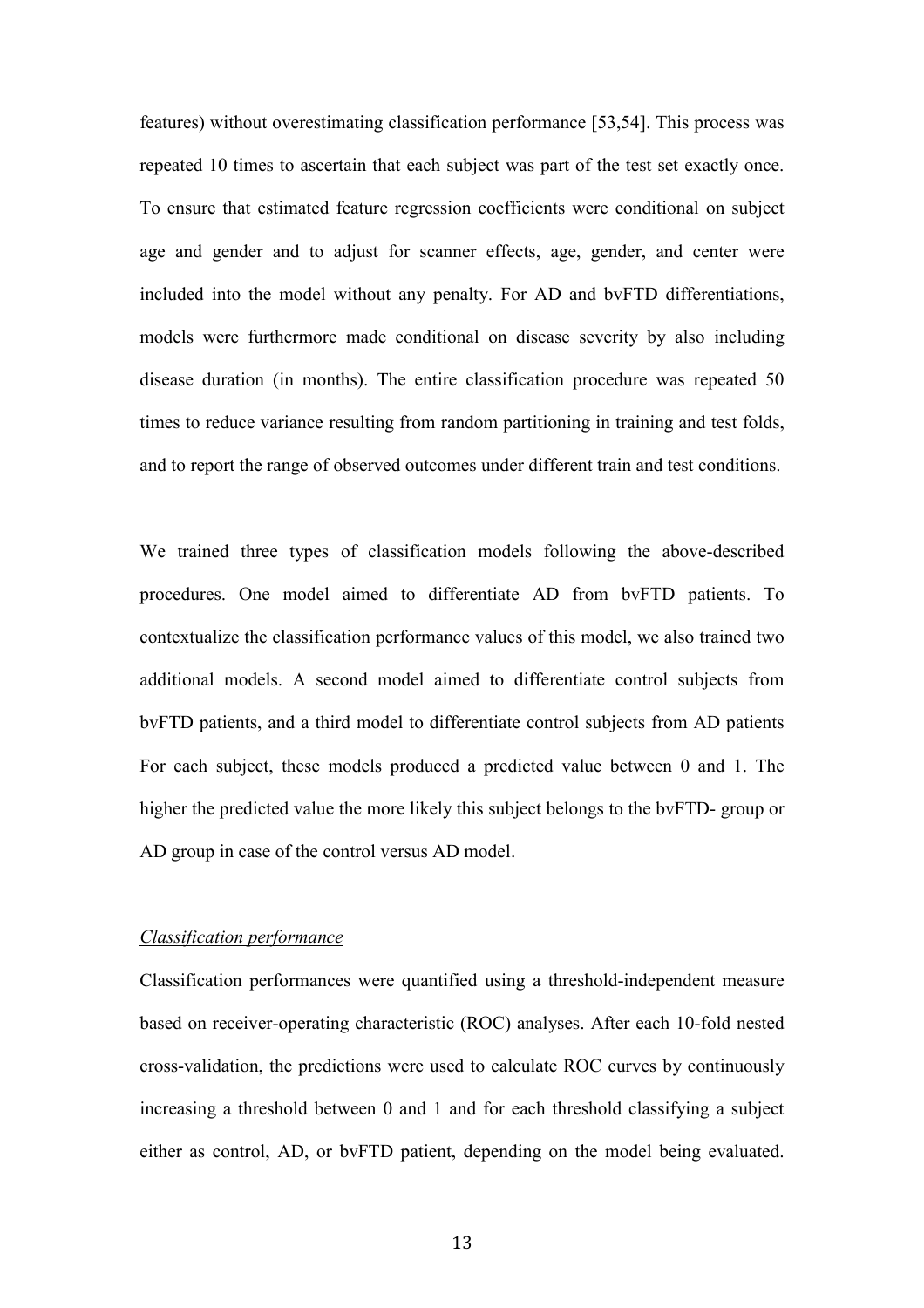features) without overestimating classification performance [53,54]. This process was repeated 10 times to ascertain that each subject was part of the test set exactly once. To ensure that estimated feature regression coefficients were conditional on subject age and gender and to adjust for scanner effects, age, gender, and center were included into the model without any penalty. For AD and bvFTD differentiations, models were furthermore made conditional on disease severity by also including disease duration (in months). The entire classification procedure was repeated 50 times to reduce variance resulting from random partitioning in training and test folds, and to report the range of observed outcomes under different train and test conditions.

We trained three types of classification models following the above-described procedures. One model aimed to differentiate AD from bvFTD patients. To contextualize the classification performance values of this model, we also trained two additional models. A second model aimed to differentiate control subjects from bvFTD patients, and a third model to differentiate control subjects from AD patients For each subject, these models produced a predicted value between 0 and 1. The higher the predicted value the more likely this subject belongs to the bvFTD- group or AD group in case of the control versus AD model.

*Classification performance*

Classification performances were quantified using a threshold-independent measure based on receiver-operating characteristic (ROC) analyses. After each 10-fold nested cross-validation, the predictions were used to calculate ROC curves by continuously increasing a threshold between 0 and 1 and for each threshold classifying a subject either as control, AD, or bvFTD patient, depending on the model being evaluated.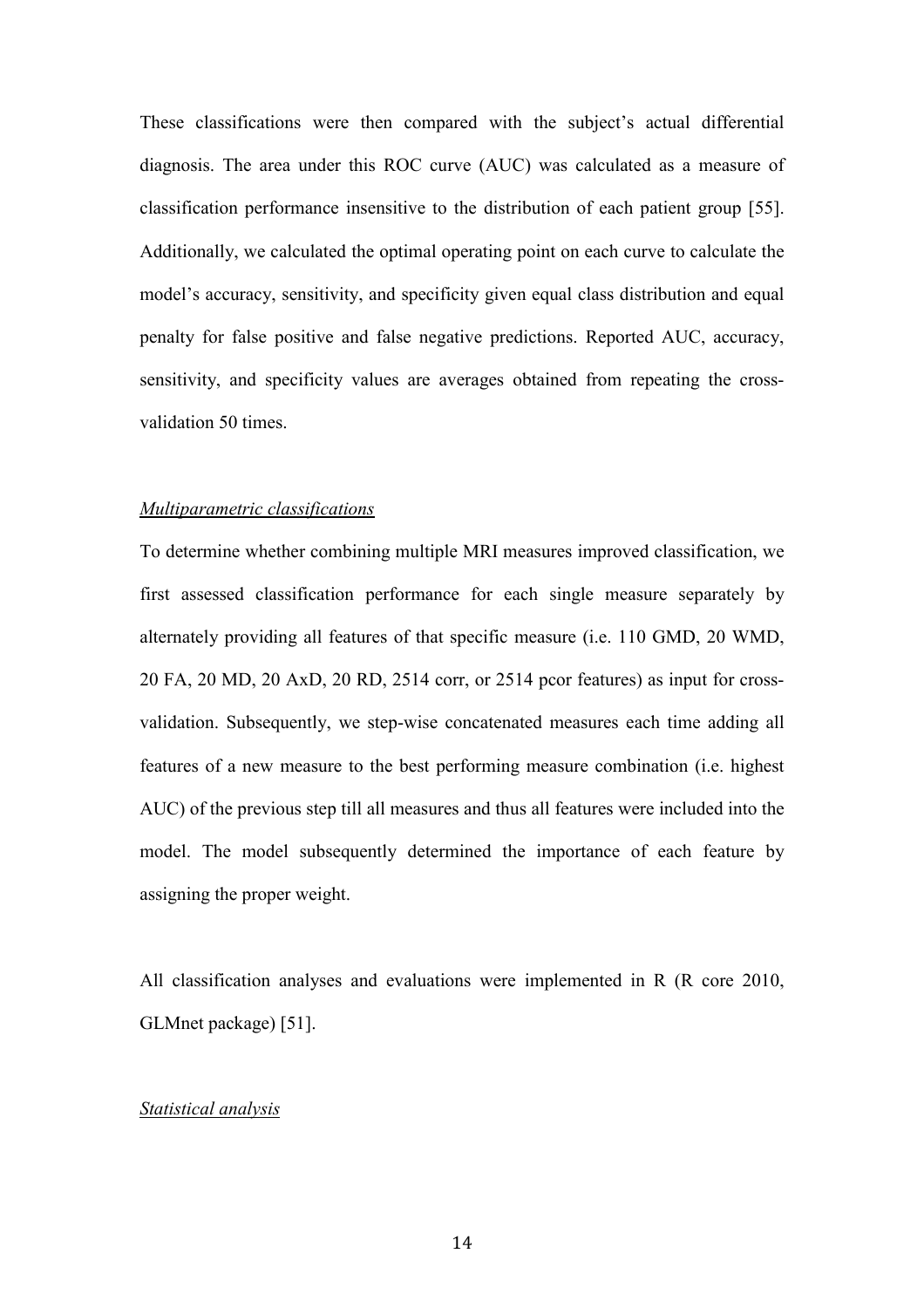These classifications were then compared with the subject's actual differential diagnosis. The area under this ROC curve (AUC) was calculated as a measure of classification performance insensitive to the distribution of each patient group [55]. Additionally, we calculated the optimal operating point on each curve to calculate the model's accuracy, sensitivity, and specificity given equal class distribution and equal penalty for false positive and false negative predictions. Reported AUC, accuracy, sensitivity, and specificity values are averages obtained from repeating the cross-validation 50 times.

*Multiparametric classifications*

To determine whether combining multiple MRI measures improved classification, we first assessed classification performance for each single measure separately by alternately providing all features of that specific measure (i.e. 110 GMD, 20 WMD, 20 FA, 20 MD, 20 AxD, 20 RD, 2514 corr, or 2514 pcor features) as input for cross-validation. Subsequently, we step-wise concatenated measures each time adding all features of a new measure to the best performing measure combination (i.e. highest AUC) of the previous step till all measures and thus all features were included into the model. The model subsequently determined the importance of each feature by assigning the proper weight.

All classification analyses and evaluations were implemented in R (R core 2010, GLMnet package) [51].

*Statistical analysis*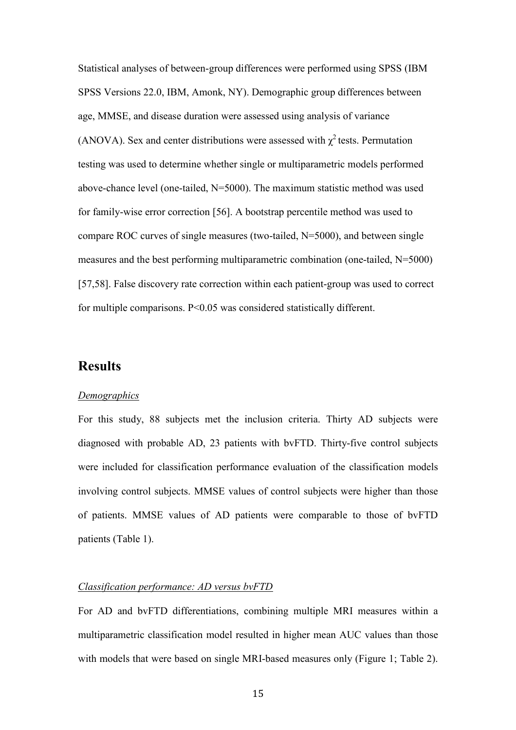Statistical analyses of between-group differences were performed using SPSS (IBM SPSS Versions 22.0, IBM, Amonk, NY). Demographic group differences between age, MMSE, and disease duration were assessed using analysis of variance (ANOVA). Sex and center distributions were assessed with $\chi^2$ tests. Permutation testing was used to determine whether single or multiparametric models performed above-chance level (one-tailed, N=5000). The maximum statistic method was used for family-wise error correction [56]. A bootstrap percentile method was used to compare ROC curves of single measures (two-tailed, N=5000), and between single measures and the best performing multiparametric combination (one-tailed, N=5000) [57,58]. False discovery rate correction within each patient-group was used to correct for multiple comparisons. P<0.05 was considered statistically different.

## Results

### *Demographics*

For this study, 88 subjects met the inclusion criteria. Thirty AD subjects were diagnosed with probable AD, 23 patients with bvFTD. Thirty-five control subjects were included for classification performance evaluation of the classification models involving control subjects. MMSE values of control subjects were higher than those of patients. MMSE values of AD patients were comparable to those of bvFTD patients (Table 1).

### *Classification performance: AD versus bvFTD*

For AD and bvFTD differentiations, combining multiple MRI measures within a multiparametric classification model resulted in higher mean AUC values than those with models that were based on single MRI-based measures only (Figure 1; Table 2).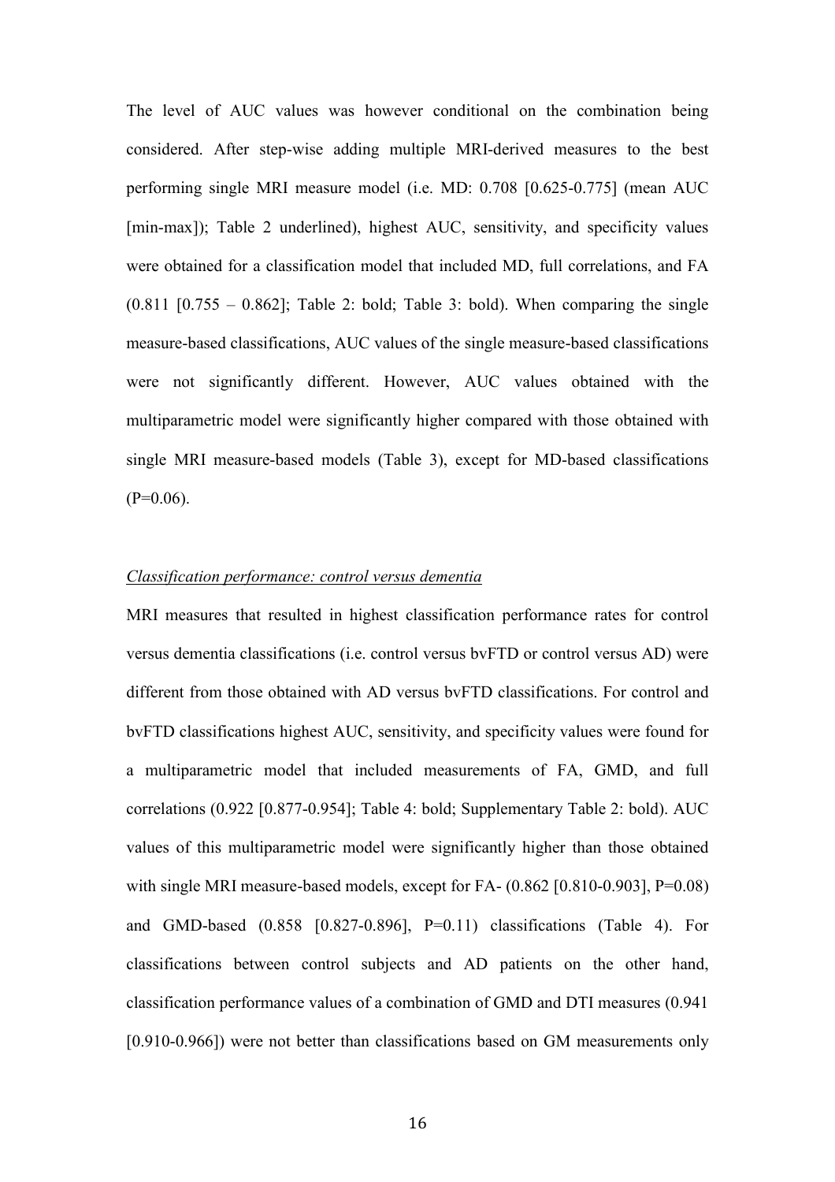The level of AUC values was however conditional on the combination being considered. After step-wise adding multiple MRI-derived measures to the best performing single MRI measure model (i.e. MD: 0.708 [0.625-0.775] (mean AUC [min-max]); Table 2 underlined), highest AUC, sensitivity, and specificity values were obtained for a classification model that included MD, full correlations, and FA (0.811 [0.755 – 0.862]; Table 2: bold; Table 3: bold). When comparing the single measure-based classifications, AUC values of the single measure-based classifications were not significantly different. However, AUC values obtained with the multiparametric model were significantly higher compared with those obtained with single MRI measure-based models (Table 3), except for MD-based classifications (P=0.06).

*Classification performance: control versus dementia*

MRI measures that resulted in highest classification performance rates for control versus dementia classifications (i.e. control versus bvFTD or control versus AD) were different from those obtained with AD versus bvFTD classifications. For control and bvFTD classifications highest AUC, sensitivity, and specificity values were found for a multiparametric model that included measurements of FA, GMD, and full correlations (0.922 [0.877-0.954]; Table 4: bold; Supplementary Table 2: bold). AUC values of this multiparametric model were significantly higher than those obtained with single MRI measure-based models, except for FA- (0.862 [0.810-0.903], P=0.08) and GMD-based (0.858 [0.827-0.896], P=0.11) classifications (Table 4). For classifications between control subjects and AD patients on the other hand, classification performance values of a combination of GMD and DTI measures (0.941 [0.910-0.966]) were not better than classifications based on GM measurements only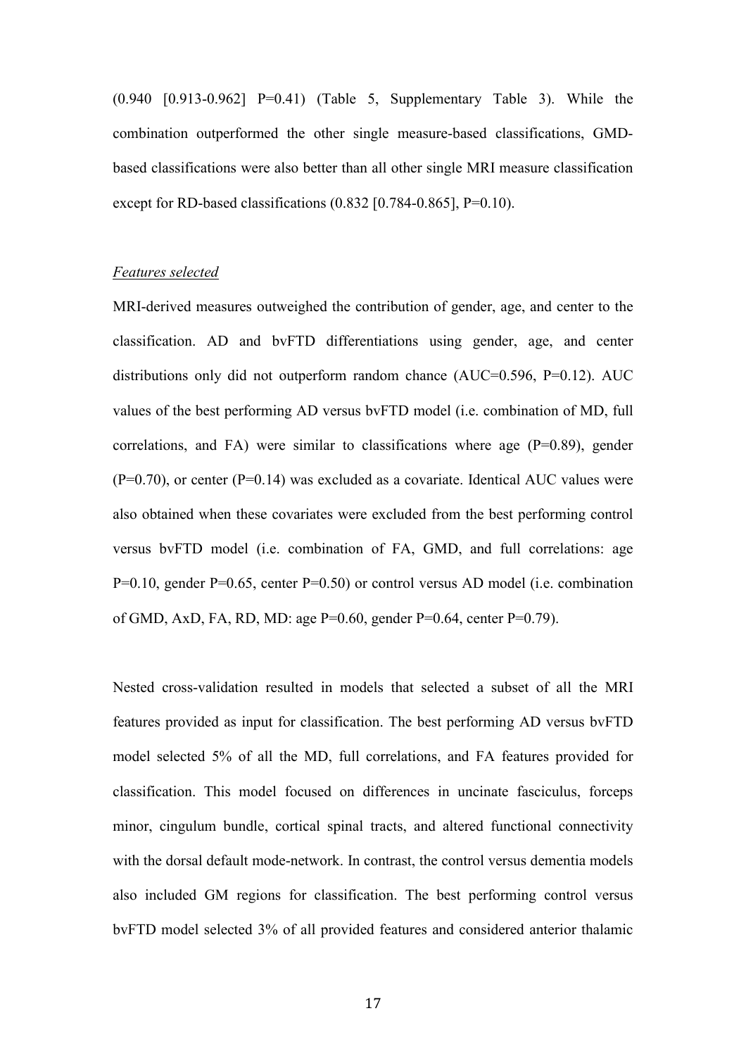(0.940 [0.913-0.962] P=0.41) (Table 5, Supplementary Table 3). While the combination outperformed the other single measure-based classifications, GMD-based classifications were also better than all other single MRI measure classification except for RD-based classifications (0.832 [0.784-0.865], P=0.10).

*Features selected*

MRI-derived measures outweighed the contribution of gender, age, and center to the classification. AD and bvFTD differentiations using gender, age, and center distributions only did not outperform random chance (AUC=0.596, P=0.12). AUC values of the best performing AD versus bvFTD model (i.e. combination of MD, full correlations, and FA) were similar to classifications where age (P=0.89), gender (P=0.70), or center (P=0.14) was excluded as a covariate. Identical AUC values were also obtained when these covariates were excluded from the best performing control versus bvFTD model (i.e. combination of FA, GMD, and full correlations: age P=0.10, gender P=0.65, center P=0.50) or control versus AD model (i.e. combination of GMD, AxD, FA, RD, MD: age P=0.60, gender P=0.64, center P=0.79).

Nested cross-validation resulted in models that selected a subset of all the MRI features provided as input for classification. The best performing AD versus bvFTD model selected 5% of all the MD, full correlations, and FA features provided for classification. This model focused on differences in uncinate fasciculus, forceps minor, cingulum bundle, cortical spinal tracts, and altered functional connectivity with the dorsal default mode-network. In contrast, the control versus dementia models also included GM regions for classification. The best performing control versus bvFTD model selected 3% of all provided features and considered anterior thalamic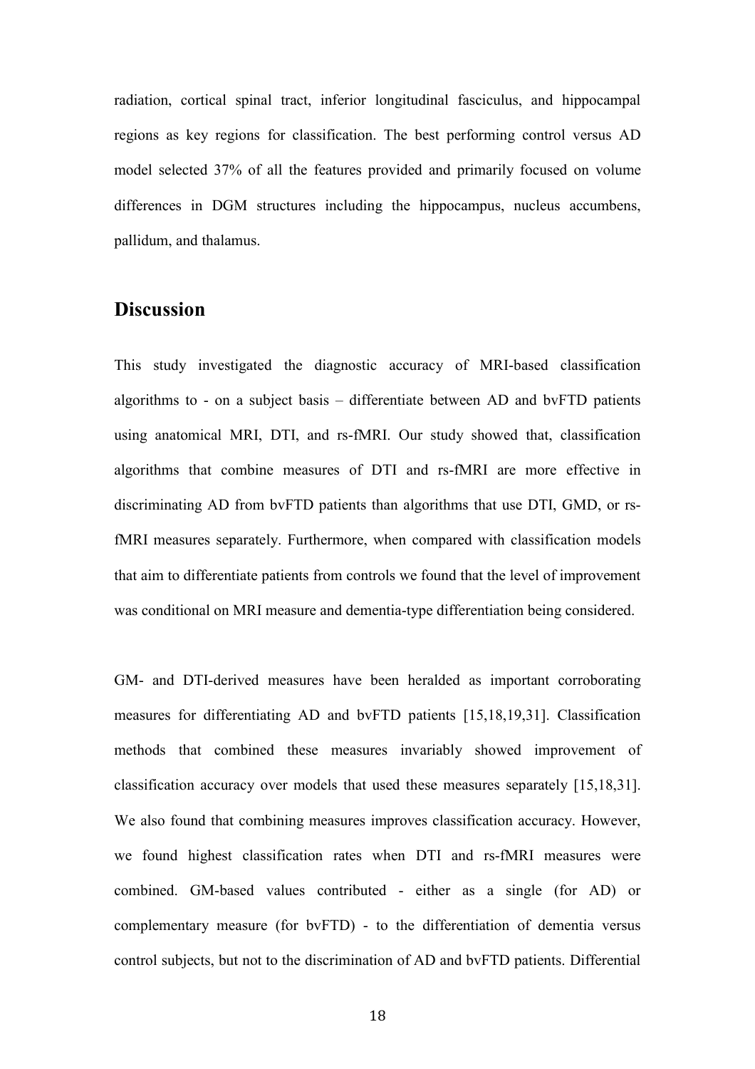radiation, cortical spinal tract, inferior longitudinal fasciculus, and hippocampal regions as key regions for classification. The best performing control versus AD model selected 37% of all the features provided and primarily focused on volume differences in DGM structures including the hippocampus, nucleus accumbens, pallidum, and thalamus.

## Discussion

This study investigated the diagnostic accuracy of MRI-based classification algorithms to - on a subject basis – differentiate between AD and bvFTD patients using anatomical MRI, DTI, and rs-fMRI. Our study showed that, classification algorithms that combine measures of DTI and rs-fMRI are more effective in discriminating AD from bvFTD patients than algorithms that use DTI, GMD, or rs-fMRI measures separately. Furthermore, when compared with classification models that aim to differentiate patients from controls we found that the level of improvement was conditional on MRI measure and dementia-type differentiation being considered.

GM- and DTI-derived measures have been heralded as important corroborating measures for differentiating AD and bvFTD patients [15,18,19,31]. Classification methods that combined these measures invariably showed improvement of classification accuracy over models that used these measures separately [15,18,31]. We also found that combining measures improves classification accuracy. However, we found highest classification rates when DTI and rs-fMRI measures were combined. GM-based values contributed - either as a single (for AD) or complementary measure (for bvFTD) - to the differentiation of dementia versus control subjects, but not to the discrimination of AD and bvFTD patients. Differential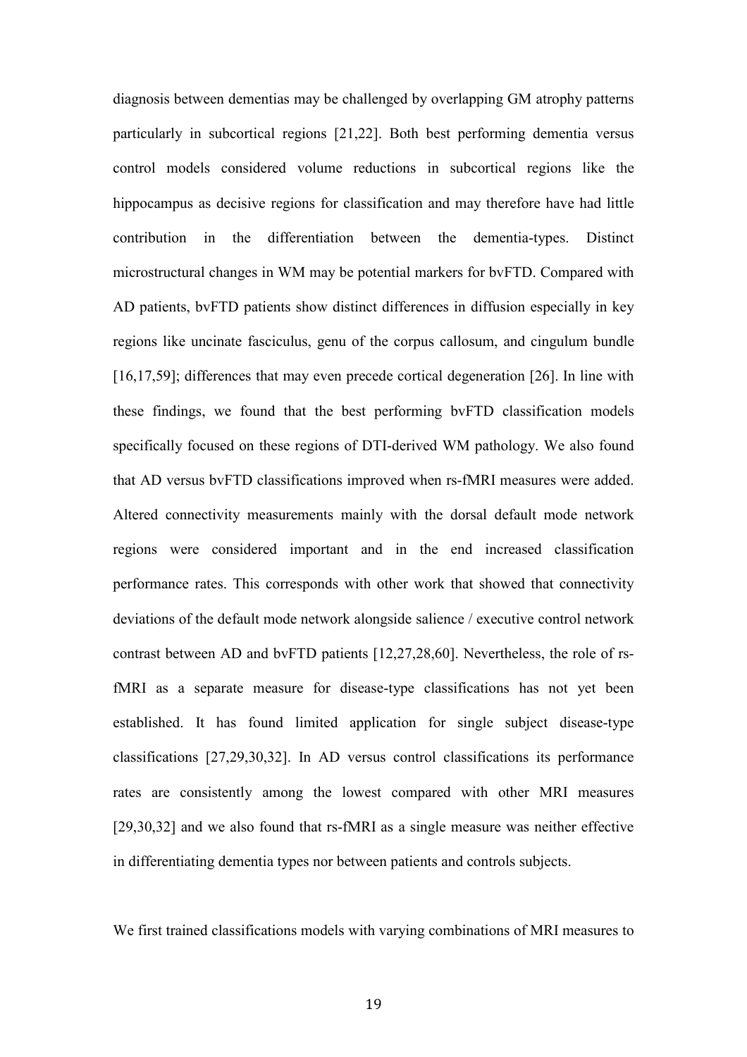diagnosis between dementias may be challenged by overlapping GM atrophy patterns particularly in subcortical regions [21,22]. Both best performing dementia versus control models considered volume reductions in subcortical regions like the hippocampus as decisive regions for classification and may therefore have had little contribution in the differentiation between the dementia-types. Distinct microstructural changes in WM may be potential markers for bvFTD. Compared with AD patients, bvFTD patients show distinct differences in diffusion especially in key regions like uncinate fasciculus, genu of the corpus callosum, and cingulum bundle [16,17,59]; differences that may even precede cortical degeneration [26]. In line with these findings, we found that the best performing bvFTD classification models specifically focused on these regions of DTI-derived WM pathology. We also found that AD versus bvFTD classifications improved when rs-fMRI measures were added. Altered connectivity measurements mainly with the dorsal default mode network regions were considered important and in the end increased classification performance rates. This corresponds with other work that showed that connectivity deviations of the default mode network alongside salience / executive control network contrast between AD and bvFTD patients [12,27,28,60]. Nevertheless, the role of rs-fMRI as a separate measure for disease-type classifications has not yet been established. It has found limited application for single subject disease-type classifications [27,29,30,32]. In AD versus control classifications its performance rates are consistently among the lowest compared with other MRI measures [29,30,32] and we also found that rs-fMRI as a single measure was neither effective in differentiating dementia types nor between patients and controls subjects.

We first trained classifications models with varying combinations of MRI measures to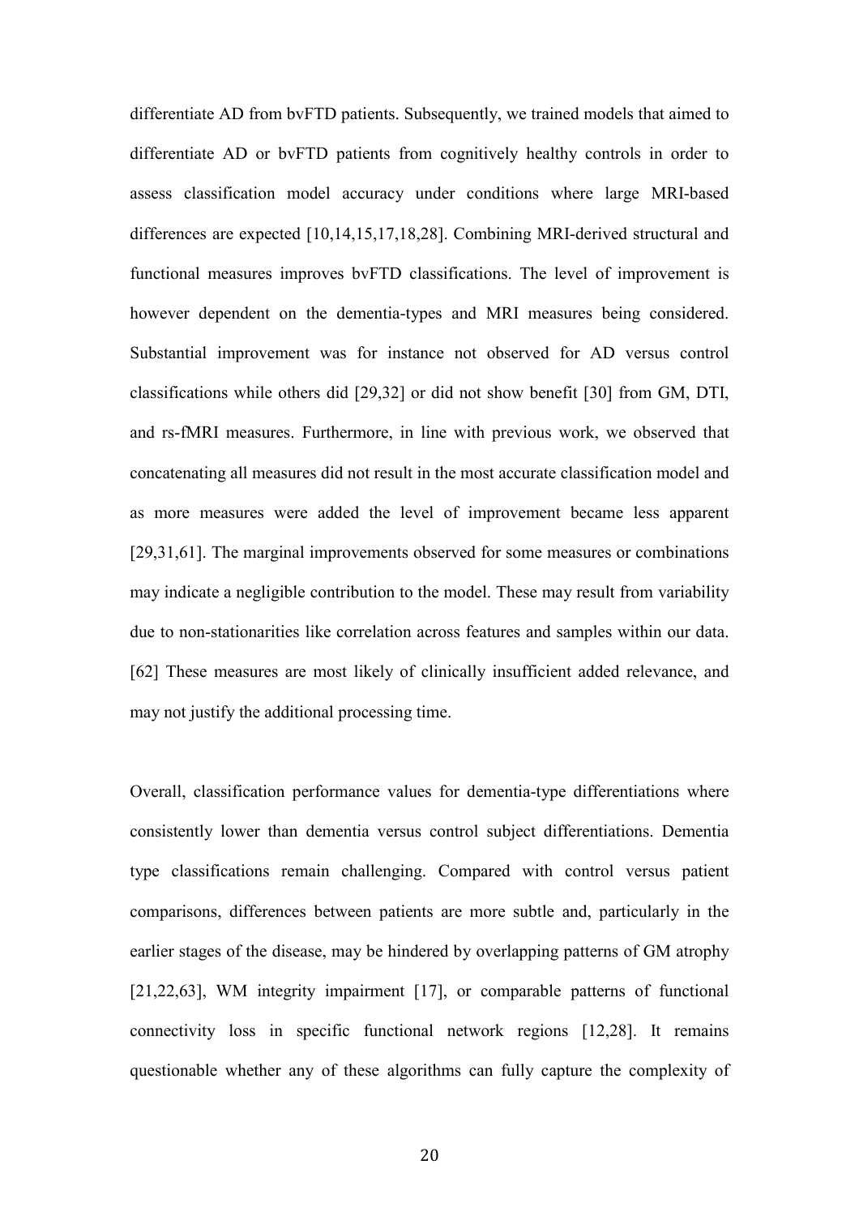differentiate AD from bvFTD patients. Subsequently, we trained models that aimed to differentiate AD or bvFTD patients from cognitively healthy controls in order to assess classification model accuracy under conditions where large MRI-based differences are expected [10,14,15,17,18,28]. Combining MRI-derived structural and functional measures improves bvFTD classifications. The level of improvement is however dependent on the dementia-types and MRI measures being considered. Substantial improvement was for instance not observed for AD versus control classifications while others did [29,32] or did not show benefit [30] from GM, DTI, and rs-fMRI measures. Furthermore, in line with previous work, we observed that concatenating all measures did not result in the most accurate classification model and as more measures were added the level of improvement became less apparent [29,31,61]. The marginal improvements observed for some measures or combinations may indicate a negligible contribution to the model. These may result from variability due to non-stationarities like correlation across features and samples within our data. [62] These measures are most likely of clinically insufficient added relevance, and may not justify the additional processing time.

Overall, classification performance values for dementia-type differentiations where consistently lower than dementia versus control subject differentiations. Dementia type classifications remain challenging. Compared with control versus patient comparisons, differences between patients are more subtle and, particularly in the earlier stages of the disease, may be hindered by overlapping patterns of GM atrophy [21,22,63], WM integrity impairment [17], or comparable patterns of functional connectivity loss in specific functional network regions [12,28]. It remains questionable whether any of these algorithms can fully capture the complexity of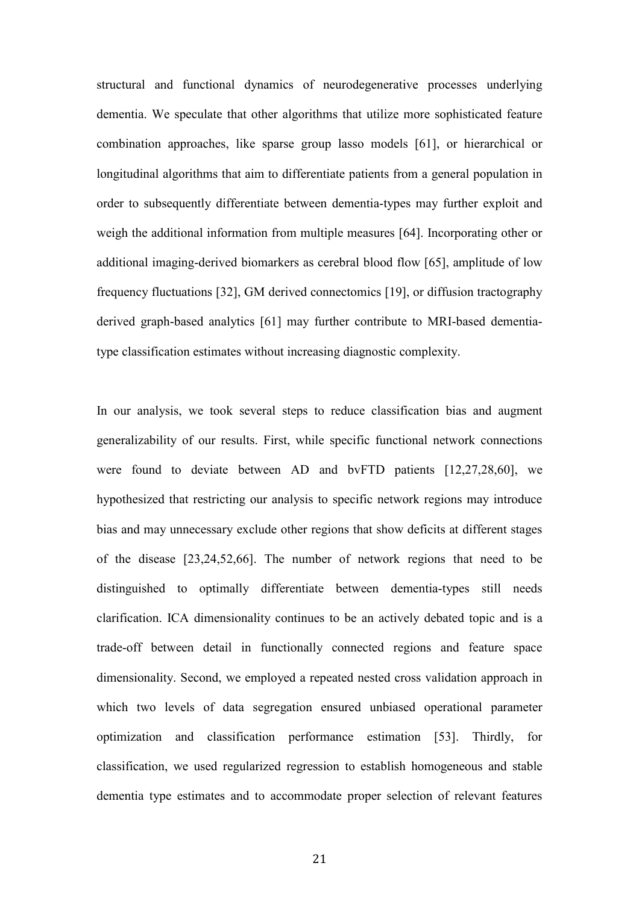structural and functional dynamics of neurodegenerative processes underlying dementia. We speculate that other algorithms that utilize more sophisticated feature combination approaches, like sparse group lasso models [61], or hierarchical or longitudinal algorithms that aim to differentiate patients from a general population in order to subsequently differentiate between dementia-types may further exploit and weigh the additional information from multiple measures [64]. Incorporating other or additional imaging-derived biomarkers as cerebral blood flow [65], amplitude of low frequency fluctuations [32], GM derived connectomics [19], or diffusion tractography derived graph-based analytics [61] may further contribute to MRI-based dementia-type classification estimates without increasing diagnostic complexity.

In our analysis, we took several steps to reduce classification bias and augment generalizability of our results. First, while specific functional network connections were found to deviate between AD and bvFTD patients [12,27,28,60], we hypothesized that restricting our analysis to specific network regions may introduce bias and may unnecessary exclude other regions that show deficits at different stages of the disease [23,24,52,66]. The number of network regions that need to be distinguished to optimally differentiate between dementia-types still needs clarification. ICA dimensionality continues to be an actively debated topic and is a trade-off between detail in functionally connected regions and feature space dimensionality. Second, we employed a repeated nested cross validation approach in which two levels of data segregation ensured unbiased operational parameter optimization and classification performance estimation [53]. Thirdly, for classification, we used regularized regression to establish homogeneous and stable dementia type estimates and to accommodate proper selection of relevant features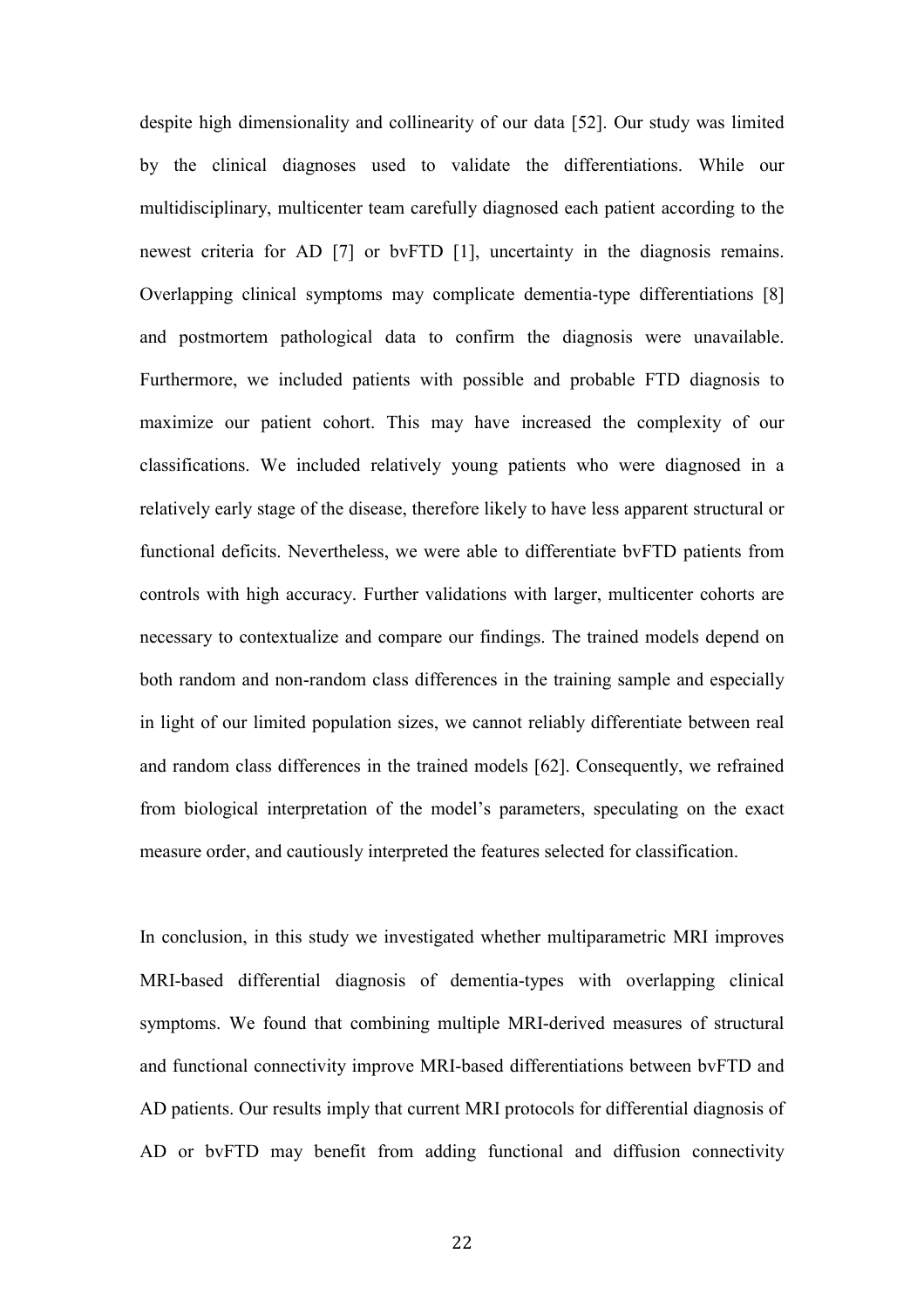despite high dimensionality and collinearity of our data [52]. Our study was limited by the clinical diagnoses used to validate the differentiations. While our multidisciplinary, multicenter team carefully diagnosed each patient according to the newest criteria for AD [7] or bvFTD [1], uncertainty in the diagnosis remains. Overlapping clinical symptoms may complicate dementia-type differentiations [8] and postmortem pathological data to confirm the diagnosis were unavailable. Furthermore, we included patients with possible and probable FTD diagnosis to maximize our patient cohort. This may have increased the complexity of our classifications. We included relatively young patients who were diagnosed in a relatively early stage of the disease, therefore likely to have less apparent structural or functional deficits. Nevertheless, we were able to differentiate bvFTD patients from controls with high accuracy. Further validations with larger, multicenter cohorts are necessary to contextualize and compare our findings. The trained models depend on both random and non-random class differences in the training sample and especially in light of our limited population sizes, we cannot reliably differentiate between real and random class differences in the trained models [62]. Consequently, we refrained from biological interpretation of the model's parameters, speculating on the exact measure order, and cautiously interpreted the features selected for classification.

In conclusion, in this study we investigated whether multiparametric MRI improves MRI-based differential diagnosis of dementia-types with overlapping clinical symptoms. We found that combining multiple MRI-derived measures of structural and functional connectivity improve MRI-based differentiations between bvFTD and AD patients. Our results imply that current MRI protocols for differential diagnosis of AD or bvFTD may benefit from adding functional and diffusion connectivity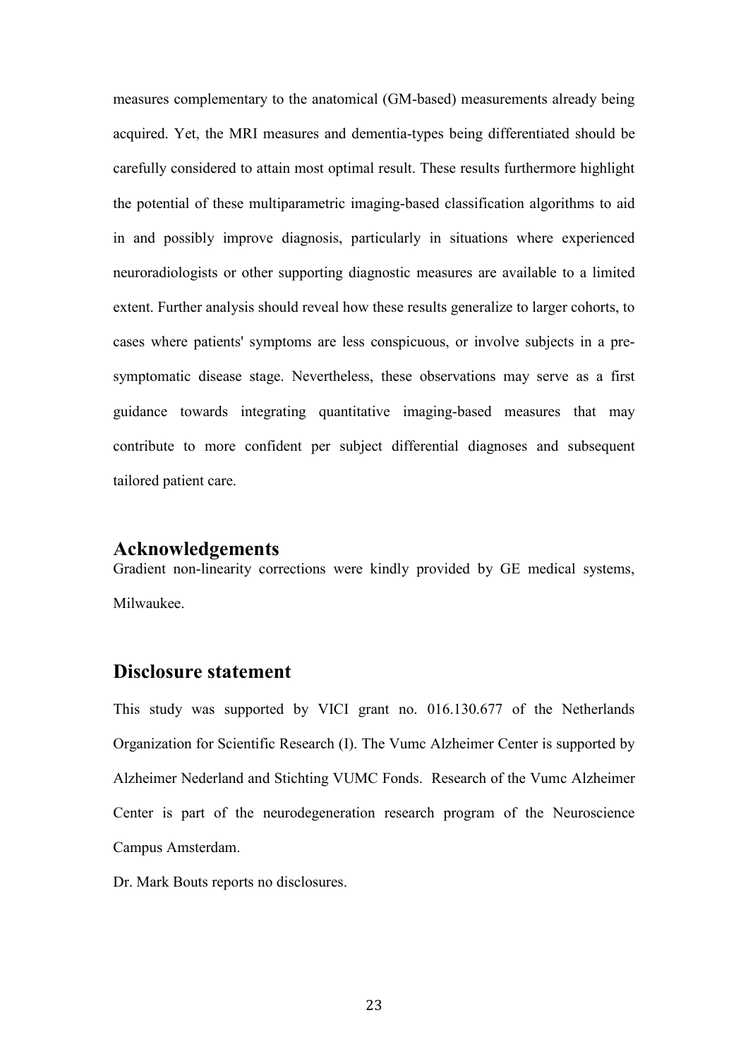measures complementary to the anatomical (GM-based) measurements already being acquired. Yet, the MRI measures and dementia-types being differentiated should be carefully considered to attain most optimal result. These results furthermore highlight the potential of these multiparametric imaging-based classification algorithms to aid in and possibly improve diagnosis, particularly in situations where experienced neuroradiologists or other supporting diagnostic measures are available to a limited extent. Further analysis should reveal how these results generalize to larger cohorts, to cases where patients' symptoms are less conspicuous, or involve subjects in a pre-symptomatic disease stage. Nevertheless, these observations may serve as a first guidance towards integrating quantitative imaging-based measures that may contribute to more confident per subject differential diagnoses and subsequent tailored patient care.

## Acknowledgements

Gradient non-linearity corrections were kindly provided by GE medical systems, Milwaukee.

## Disclosure statement

This study was supported by VICI grant no. 016.130.677 of the Netherlands Organization for Scientific Research (I). The Vumc Alzheimer Center is supported by Alzheimer Nederland and Stichting VUMC Fonds. Research of the Vumc Alzheimer Center is part of the neurodegeneration research program of the Neuroscience Campus Amsterdam.

Dr. Mark Bouts reports no disclosures.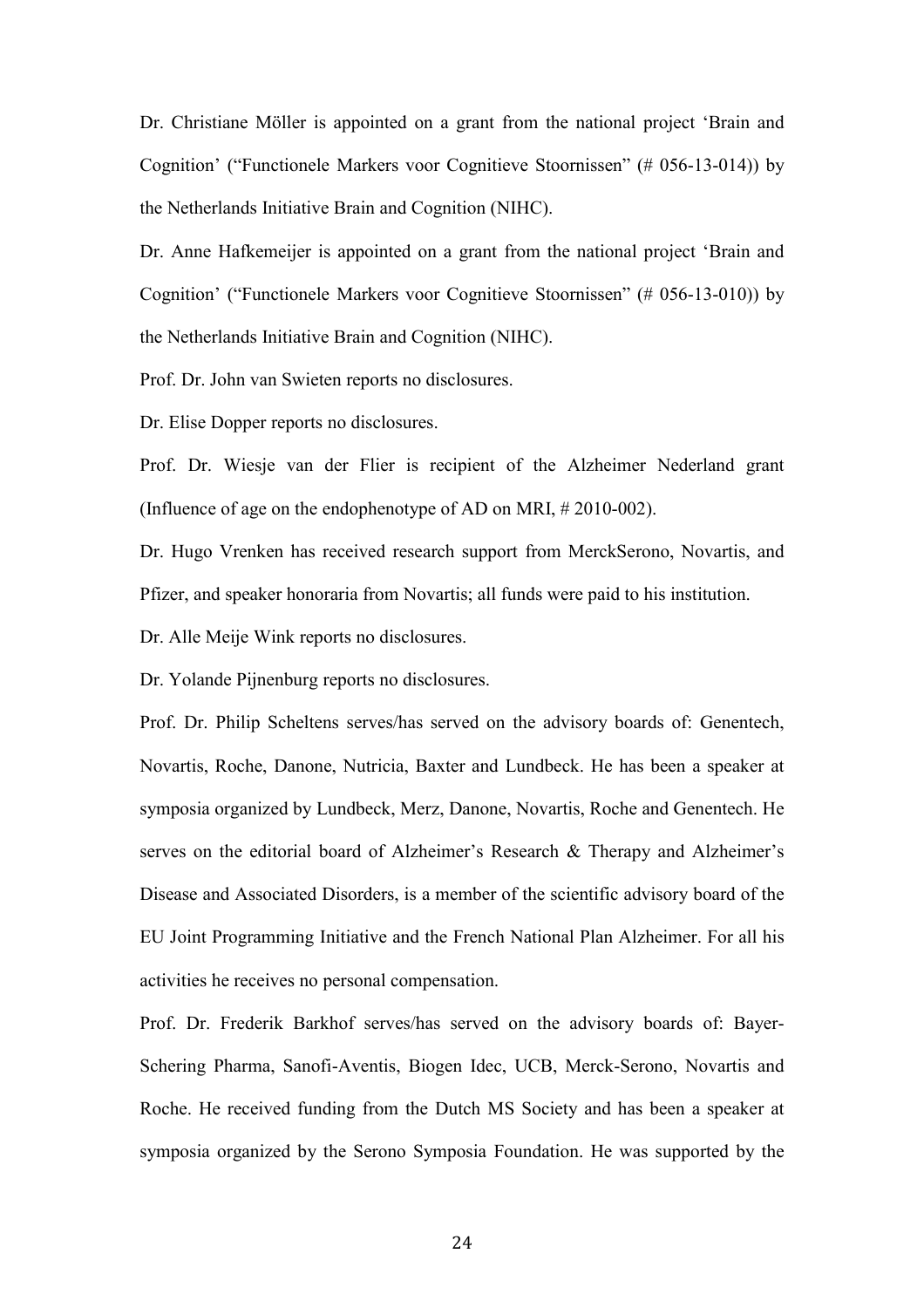Dr. Christiane Möller is appointed on a grant from the national project 'Brain and Cognition' ("Functionele Markers voor Cognitieve Stoornissen" (# 056-13-014)) by the Netherlands Initiative Brain and Cognition (NIHC).

Dr. Anne Hafkemeijer is appointed on a grant from the national project 'Brain and Cognition' ("Functionele Markers voor Cognitieve Stoornissen" (# 056-13-010)) by the Netherlands Initiative Brain and Cognition (NIHC).

Prof. Dr. John van Swieten reports no disclosures.

Dr. Elise Dopper reports no disclosures.

Prof. Dr. Wiesje van der Flier is recipient of the Alzheimer Nederland grant (Influence of age on the endophenotype of AD on MRI, # 2010-002).

Dr. Hugo Vrenken has received research support from MerckSerono, Novartis, and Pfizer, and speaker honoraria from Novartis; all funds were paid to his institution.

Dr. Alle Meije Wink reports no disclosures.

Dr. Yolande Pijnenburg reports no disclosures.

Prof. Dr. Philip Scheltens serves/has served on the advisory boards of: Genentech, Novartis, Roche, Danone, Nutricia, Baxter and Lundbeck. He has been a speaker at symposia organized by Lundbeck, Merz, Danone, Novartis, Roche and Genentech. He serves on the editorial board of Alzheimer's Research & Therapy and Alzheimer's Disease and Associated Disorders, is a member of the scientific advisory board of the EU Joint Programming Initiative and the French National Plan Alzheimer. For all his activities he receives no personal compensation.

Prof. Dr. Frederik Barkhof serves/has served on the advisory boards of: Bayer-Schering Pharma, Sanofi-Aventis, Biogen Idec, UCB, Merck-Serono, Novartis and Roche. He received funding from the Dutch MS Society and has been a speaker at symposia organized by the Serono Symposia Foundation. He was supported by the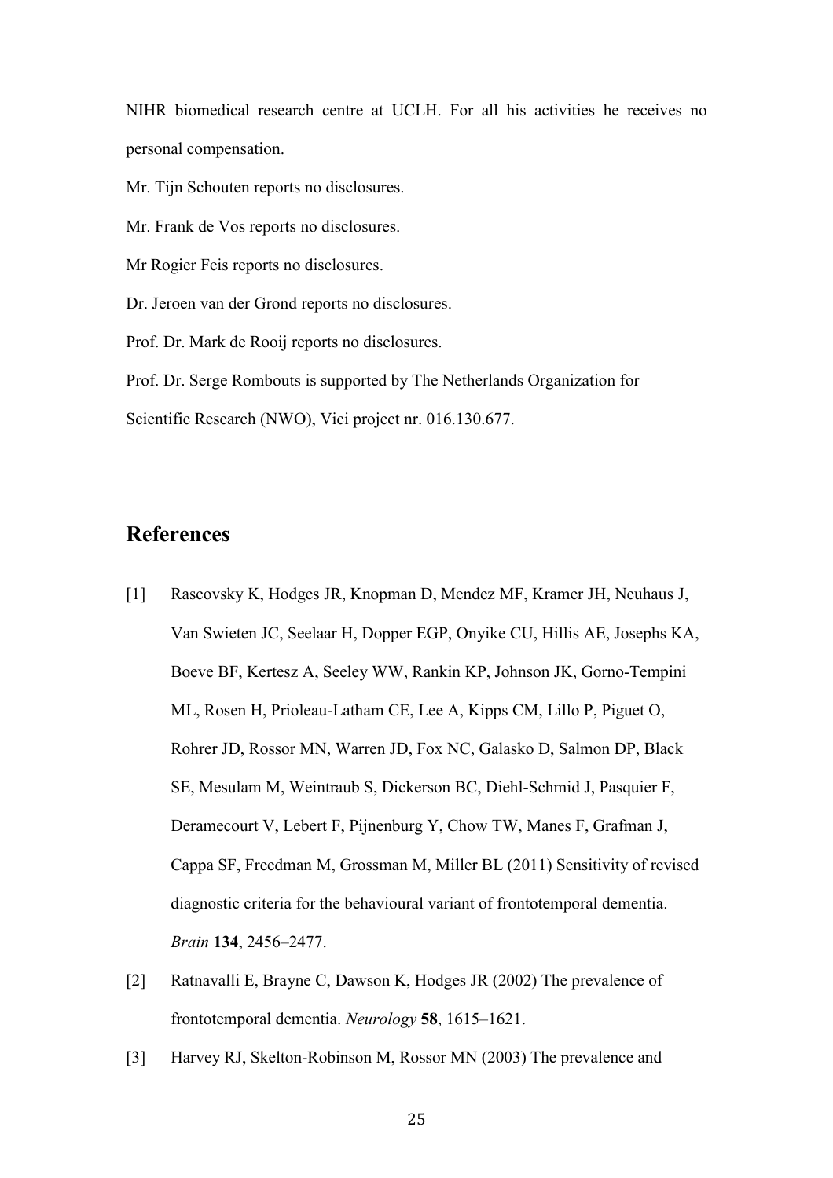NIHR biomedical research centre at UCLH. For all his activities he receives no personal compensation.

Mr. Tijn Schouten reports no disclosures.

Mr. Frank de Vos reports no disclosures.

Mr Rogier Feis reports no disclosures.

Dr. Jeroen van der Grond reports no disclosures.

Prof. Dr. Mark de Rooij reports no disclosures.

Prof. Dr. Serge Rombouts is supported by The Netherlands Organization for Scientific Research (NWO), Vici project nr. 016.130.677.

## References

[1] Rascovsky K, Hodges JR, Knopman D, Mendez MF, Kramer JH, Neuhaus J, Van Swieten JC, Seelaar H, Dopper EGP, Onyike CU, Hillis AE, Josephs KA, Boeve BF, Kertesz A, Seeley WW, Rankin KP, Johnson JK, Gorno-Tempini ML, Rosen H, Prioleau-Latham CE, Lee A, Kipps CM, Lillo P, Piguet O, Rohrer JD, Rossor MN, Warren JD, Fox NC, Galasko D, Salmon DP, Black SE, Mesulam M, Weintraub S, Dickerson BC, Diehl-Schmid J, Pasquier F, Deramecourt V, Lebert F, Pijnenburg Y, Chow TW, Manes F, Grafman J, Cappa SF, Freedman M, Grossman M, Miller BL (2011) Sensitivity of revised diagnostic criteria for the behavioural variant of frontotemporal dementia. *Brain* **134**, 2456–2477.

[2] Ratnavalli E, Brayne C, Dawson K, Hodges JR (2002) The prevalence of frontotemporal dementia. *Neurology* **58**, 1615–1621.

[3] Harvey RJ, Skelton-Robinson M, Rossor MN (2003) The prevalence and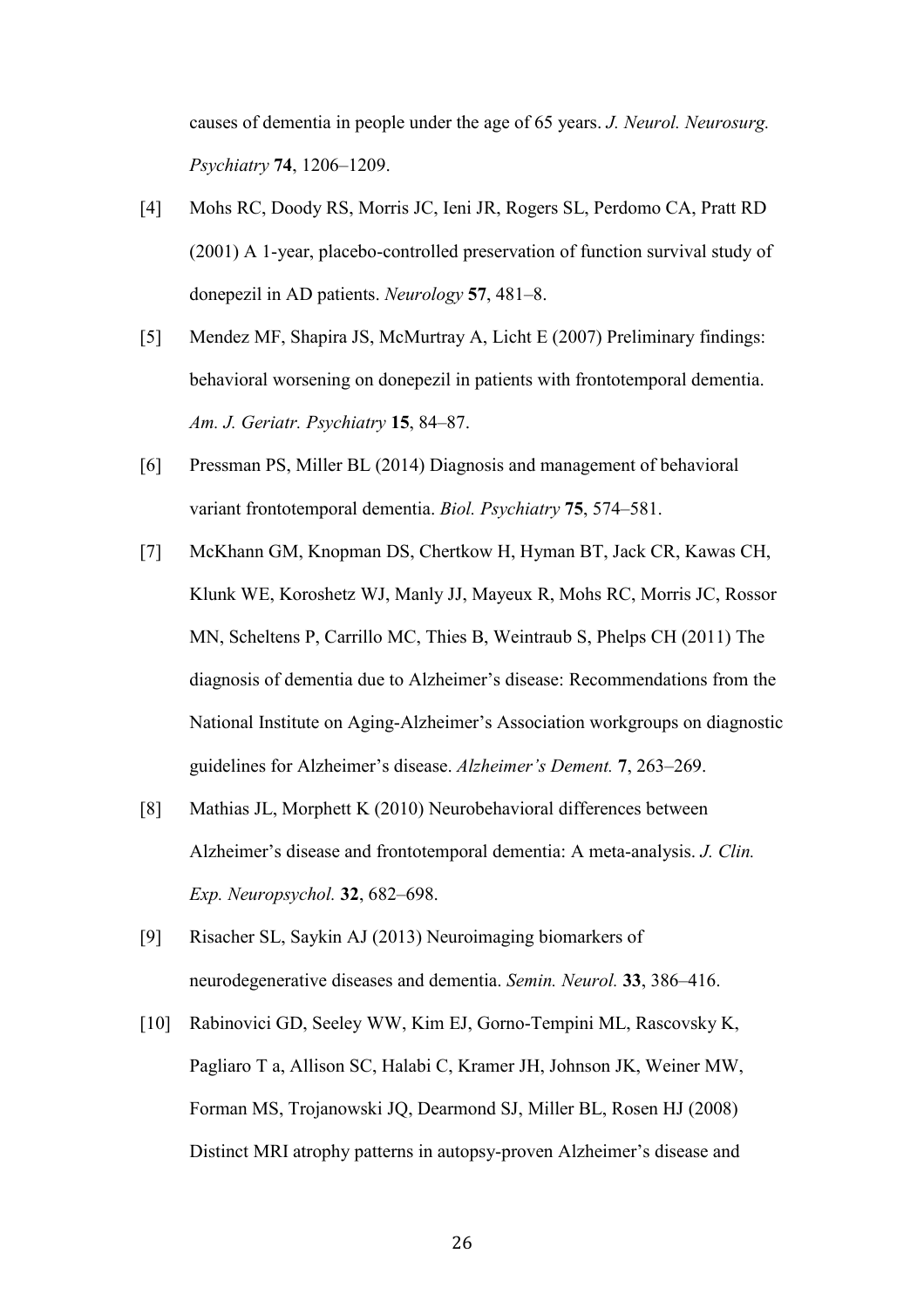causes of dementia in people under the age of 65 years. *J. Neurol. Neurosurg. Psychiatry* **74**, 1206–1209.

[4] Mohs RC, Doody RS, Morris JC, Ieni JR, Rogers SL, Perdomo CA, Pratt RD (2001) A 1-year, placebo-controlled preservation of function survival study of donepezil in AD patients. *Neurology* **57**, 481–8.

[5] Mendez MF, Shapira JS, McMurtray A, Licht E (2007) Preliminary findings: behavioral worsening on donepezil in patients with frontotemporal dementia. *Am. J. Geriatr. Psychiatry* **15**, 84–87.

[6] Pressman PS, Miller BL (2014) Diagnosis and management of behavioral variant frontotemporal dementia. *Biol. Psychiatry* **75**, 574–581.

[7] McKhann GM, Knopman DS, Chertkow H, Hyman BT, Jack CR, Kawas CH, Klunk WE, Koroshetz WJ, Manly JJ, Mayeux R, Mohs RC, Morris JC, Rossor MN, Scheltens P, Carrillo MC, Thies B, Weintraub S, Phelps CH (2011) The diagnosis of dementia due to Alzheimer's disease: Recommendations from the National Institute on Aging-Alzheimer's Association workgroups on diagnostic guidelines for Alzheimer's disease. *Alzheimer's Dement.* **7**, 263–269.

[8] Mathias JL, Morphett K (2010) Neurobehavioral differences between Alzheimer's disease and frontotemporal dementia: A meta-analysis. *J. Clin. Exp. Neuropsychol.* **32**, 682–698.

[9] Risacher SL, Saykin AJ (2013) Neuroimaging biomarkers of neurodegenerative diseases and dementia. *Semin. Neurol.* **33**, 386–416.

[10] Rabinovici GD, Seeley WW, Kim EJ, Gorno-Tempini ML, Rascovsky K, Pagliaro T a, Allison SC, Halabi C, Kramer JH, Johnson JK, Weiner MW, Forman MS, Trojanowski JQ, Dearmond SJ, Miller BL, Rosen HJ (2008) Distinct MRI atrophy patterns in autopsy-proven Alzheimer's disease and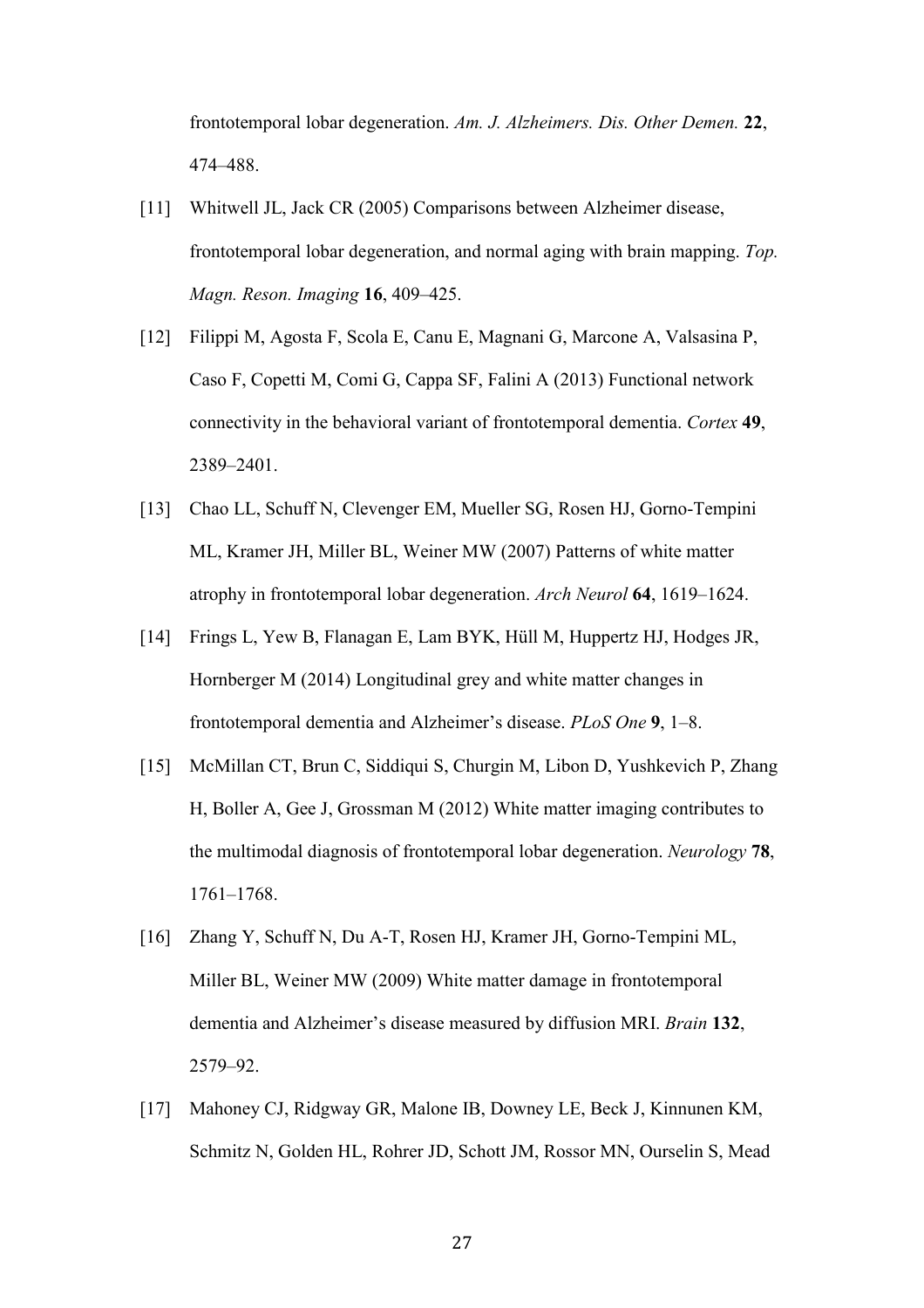frontotemporal lobar degeneration. *Am. J. Alzheimers. Dis. Other Demen.* **22**, 474–488.

[11] Whitwell JL, Jack CR (2005) Comparisons between Alzheimer disease, frontotemporal lobar degeneration, and normal aging with brain mapping. *Top. Magn. Reson. Imaging* **16**, 409–425.

[12] Filippi M, Agosta F, Scola E, Canu E, Magnani G, Marcone A, Valsasina P, Caso F, Copetti M, Comi G, Cappa SF, Falini A (2013) Functional network connectivity in the behavioral variant of frontotemporal dementia. *Cortex* **49**, 2389–2401.

[13] Chao LL, Schuff N, Clevenger EM, Mueller SG, Rosen HJ, Gorno-Tempini ML, Kramer JH, Miller BL, Weiner MW (2007) Patterns of white matter atrophy in frontotemporal lobar degeneration. *Arch Neurol* **64**, 1619–1624.

[14] Frings L, Yew B, Flanagan E, Lam BYK, Hüll M, Huppertz HJ, Hodges JR, Hornberger M (2014) Longitudinal grey and white matter changes in frontotemporal dementia and Alzheimer's disease. *PLoS One* **9**, 1–8.

[15] McMillan CT, Brun C, Siddiqui S, Churgin M, Libon D, Yushkevich P, Zhang H, Boller A, Gee J, Grossman M (2012) White matter imaging contributes to the multimodal diagnosis of frontotemporal lobar degeneration. *Neurology* **78**, 1761–1768.

[16] Zhang Y, Schuff N, Du A-T, Rosen HJ, Kramer JH, Gorno-Tempini ML, Miller BL, Weiner MW (2009) White matter damage in frontotemporal dementia and Alzheimer's disease measured by diffusion MRI. *Brain* **132**, 2579–92.

[17] Mahoney CJ, Ridgway GR, Malone IB, Downey LE, Beck J, Kinnunen KM, Schmitz N, Golden HL, Rohrer JD, Schott JM, Rossor MN, Ourselin S, Mead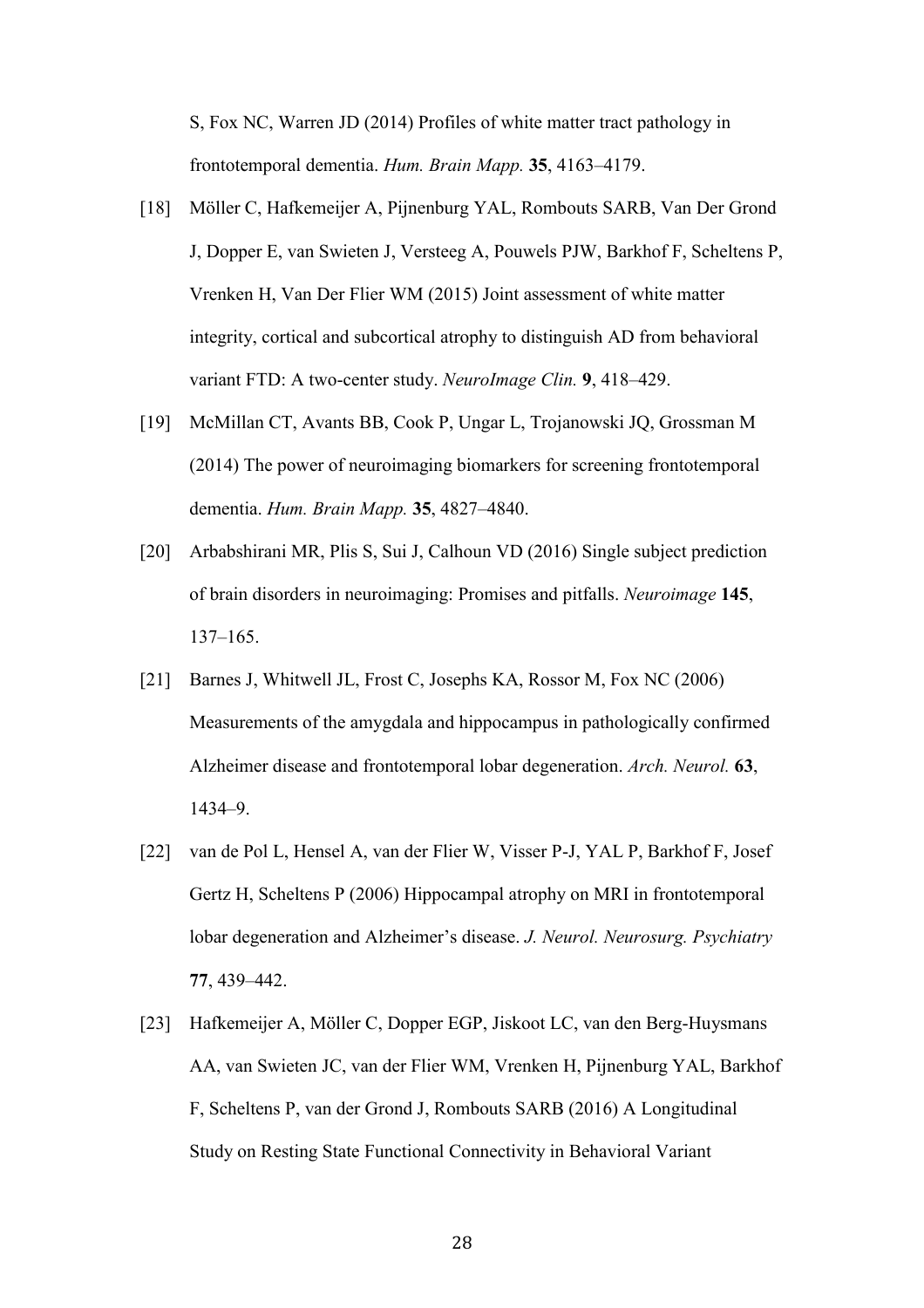S, Fox NC, Warren JD (2014) Profiles of white matter tract pathology in frontotemporal dementia. *Hum. Brain Mapp.* **35**, 4163–4179.

[18] Möller C, Hafkemeijer A, Pijnenburg YAL, Rombouts SARB, Van Der Grond J, Dopper E, van Swieten J, Versteeg A, Pouwels PJW, Barkhof F, Scheltens P, Vrenken H, Van Der Flier WM (2015) Joint assessment of white matter integrity, cortical and subcortical atrophy to distinguish AD from behavioral variant FTD: A two-center study. *NeuroImage Clin.* **9**, 418–429.

[19] McMillan CT, Avants BB, Cook P, Ungar L, Trojanowski JQ, Grossman M (2014) The power of neuroimaging biomarkers for screening frontotemporal dementia. *Hum. Brain Mapp.* **35**, 4827–4840.

[20] Arbabshirani MR, Plis S, Sui J, Calhoun VD (2016) Single subject prediction of brain disorders in neuroimaging: Promises and pitfalls. *Neuroimage* **145**, 137–165.

[21] Barnes J, Whitwell JL, Frost C, Josephs KA, Rossor M, Fox NC (2006) Measurements of the amygdala and hippocampus in pathologically confirmed Alzheimer disease and frontotemporal lobar degeneration. *Arch. Neurol.* **63**, 1434–9.

[22] van de Pol L, Hensel A, van der Flier W, Visser P-J, YAL P, Barkhof F, Josef Gertz H, Scheltens P (2006) Hippocampal atrophy on MRI in frontotemporal lobar degeneration and Alzheimer's disease. *J. Neurol. Neurosurg. Psychiatry* **77**, 439–442.

[23] Hafkemeijer A, Möller C, Dopper EGP, Jiskoot LC, van den Berg-Huysmans AA, van Swieten JC, van der Flier WM, Vrenken H, Pijnenburg YAL, Barkhof F, Scheltens P, van der Grond J, Rombouts SARB (2016) A Longitudinal Study on Resting State Functional Connectivity in Behavioral Variant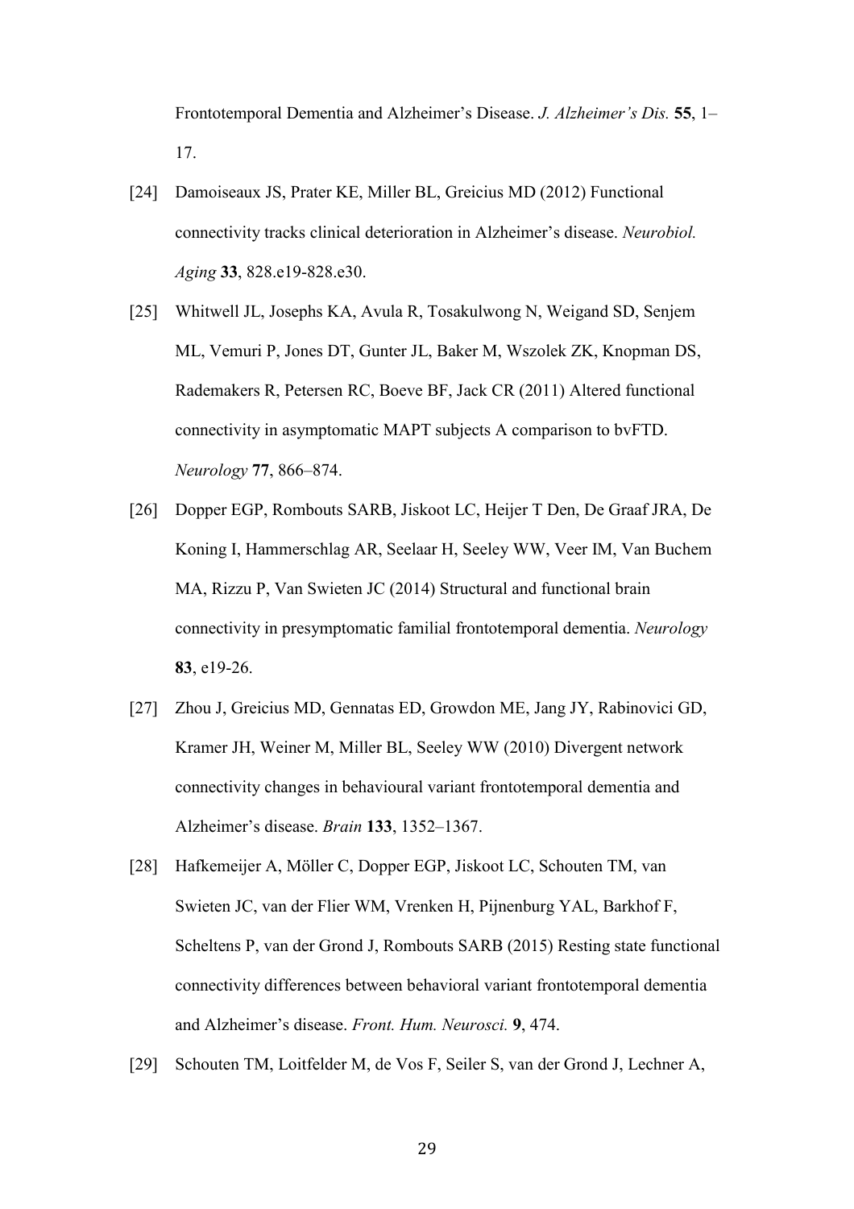Frontotemporal Dementia and Alzheimer's Disease. *J. Alzheimer's Dis.* **55**, 1–17.

[24] Damoiseaux JS, Prater KE, Miller BL, Greicius MD (2012) Functional connectivity tracks clinical deterioration in Alzheimer's disease. *Neurobiol. Aging* **33**, 828.e19-828.e30.

[25] Whitwell JL, Josephs KA, Avula R, Tosakulwong N, Weigand SD, Senjem ML, Vemuri P, Jones DT, Gunter JL, Baker M, Wszolek ZK, Knopman DS, Rademakers R, Petersen RC, Boeve BF, Jack CR (2011) Altered functional connectivity in asymptomatic MAPT subjects A comparison to bvFTD. *Neurology* **77**, 866–874.

[26] Dopper EGP, Rombouts SARB, Jiskoot LC, Heijer T Den, De Graaf JRA, De Koning I, Hammerschlag AR, Seelaar H, Seeley WW, Veer IM, Van Buchem MA, Rizzu P, Van Swieten JC (2014) Structural and functional brain connectivity in presymptomatic familial frontotemporal dementia. *Neurology* **83**, e19-26.

[27] Zhou J, Greicius MD, Gennatas ED, Growdon ME, Jang JY, Rabinovici GD, Kramer JH, Weiner M, Miller BL, Seeley WW (2010) Divergent network connectivity changes in behavioural variant frontotemporal dementia and Alzheimer's disease. *Brain* **133**, 1352–1367.

[28] Hafkemeijer A, Möller C, Dopper EGP, Jiskoot LC, Schouten TM, van Swieten JC, van der Flier WM, Vrenken H, Pijnenburg YAL, Barkhof F, Scheltens P, van der Grond J, Rombouts SARB (2015) Resting state functional connectivity differences between behavioral variant frontotemporal dementia and Alzheimer's disease. *Front. Hum. Neurosci.* **9**, 474.

[29] Schouten TM, Loitfelder M, de Vos F, Seiler S, van der Grond J, Lechner A,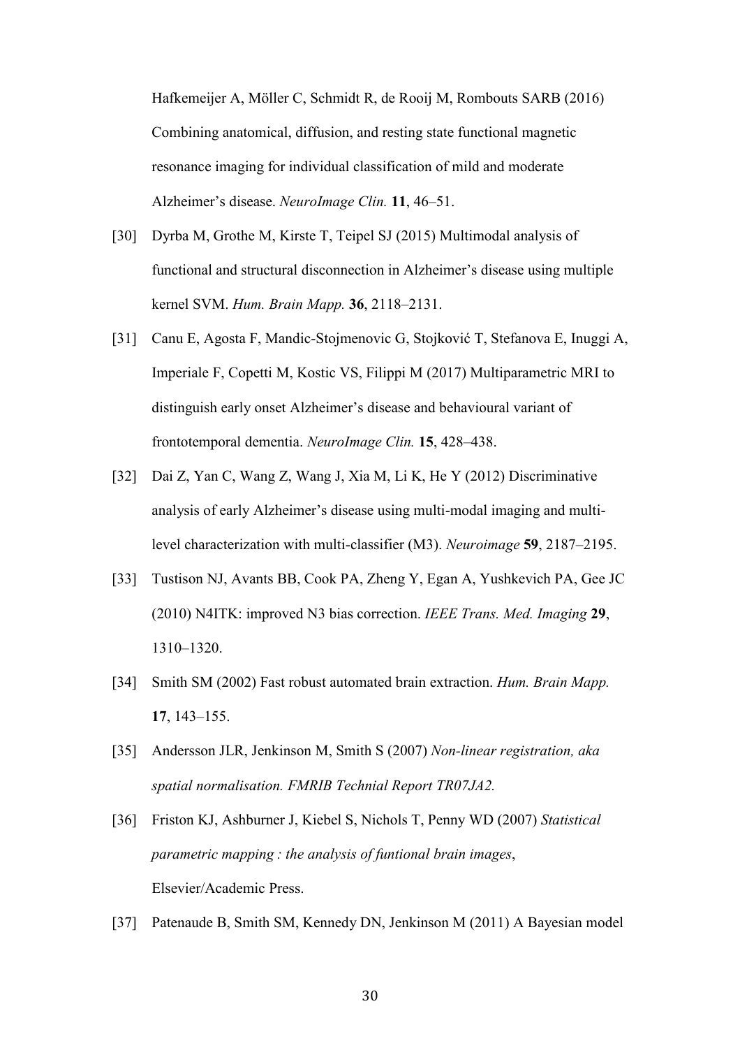Hafkemeijer A, Möller C, Schmidt R, de Rooij M, Rombouts SARB (2016) Combining anatomical, diffusion, and resting state functional magnetic resonance imaging for individual classification of mild and moderate Alzheimer's disease. *NeuroImage Clin.* **11**, 46–51.

[30] Dyrba M, Grothe M, Kirste T, Teipel SJ (2015) Multimodal analysis of functional and structural disconnection in Alzheimer's disease using multiple kernel SVM. *Hum. Brain Mapp.* **36**, 2118–2131.

[31] Canu E, Agosta F, Mandic-Stojmenovic G, Stojković T, Stefanova E, Inuggi A, Imperiale F, Copetti M, Kostic VS, Filippi M (2017) Multiparametric MRI to distinguish early onset Alzheimer's disease and behavioural variant of frontotemporal dementia. *NeuroImage Clin.* **15**, 428–438.

[32] Dai Z, Yan C, Wang Z, Wang J, Xia M, Li K, He Y (2012) Discriminative analysis of early Alzheimer's disease using multi-modal imaging and multi-level characterization with multi-classifier (M3). *Neuroimage* **59**, 2187–2195.

[33] Tustison NJ, Avants BB, Cook PA, Zheng Y, Egan A, Yushkevich PA, Gee JC (2010) N4ITK: improved N3 bias correction. *IEEE Trans. Med. Imaging* **29**, 1310–1320.

[34] Smith SM (2002) Fast robust automated brain extraction. *Hum. Brain Mapp.* **17**, 143–155.

[35] Andersson JLR, Jenkinson M, Smith S (2007) *Non-linear registration, aka spatial normalisation. FMRIB Technial Report TR07JA2.*

[36] Friston KJ, Ashburner J, Kiebel S, Nichols T, Penny WD (2007) *Statistical parametric mapping : the analysis of funtional brain images*, Elsevier/Academic Press.

[37] Patenaude B, Smith SM, Kennedy DN, Jenkinson M (2011) A Bayesian model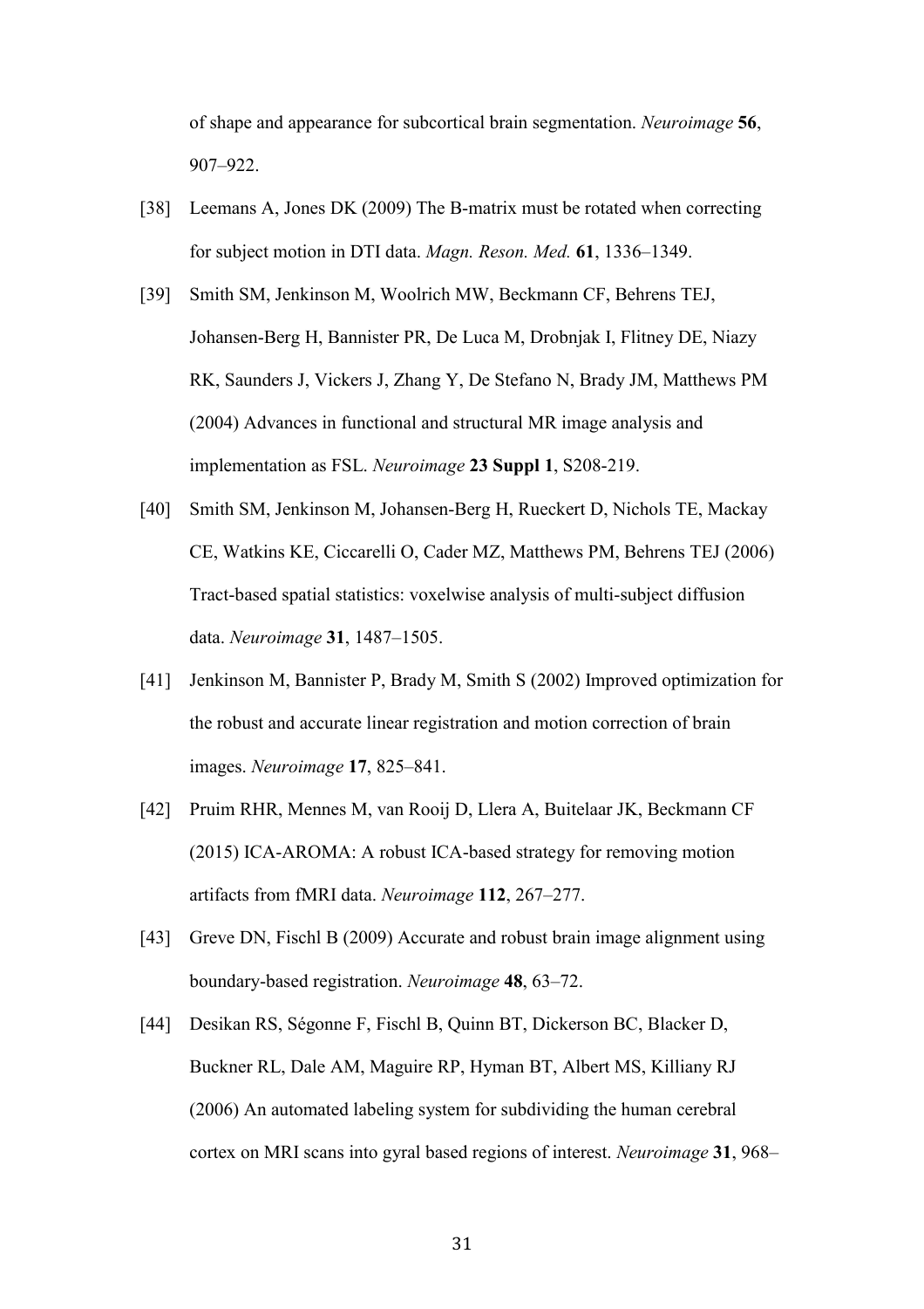of shape and appearance for subcortical brain segmentation. *Neuroimage* **56**, 907–922.

[38] Leemans A, Jones DK (2009) The B-matrix must be rotated when correcting for subject motion in DTI data. *Magn. Reson. Med.* **61**, 1336–1349.

[39] Smith SM, Jenkinson M, Woolrich MW, Beckmann CF, Behrens TEJ, Johansen-Berg H, Bannister PR, De Luca M, Drobnjak I, Flitney DE, Niazy RK, Saunders J, Vickers J, Zhang Y, De Stefano N, Brady JM, Matthews PM (2004) Advances in functional and structural MR image analysis and implementation as FSL. *Neuroimage* **23 Suppl 1**, S208-219.

[40] Smith SM, Jenkinson M, Johansen-Berg H, Rueckert D, Nichols TE, Mackay CE, Watkins KE, Ciccarelli O, Cader MZ, Matthews PM, Behrens TEJ (2006) Tract-based spatial statistics: voxelwise analysis of multi-subject diffusion data. *Neuroimage* **31**, 1487–1505.

[41] Jenkinson M, Bannister P, Brady M, Smith S (2002) Improved optimization for the robust and accurate linear registration and motion correction of brain images. *Neuroimage* **17**, 825–841.

[42] Pruim RHR, Mennes M, van Rooij D, Llera A, Buitelaar JK, Beckmann CF (2015) ICA-AROMA: A robust ICA-based strategy for removing motion artifacts from fMRI data. *Neuroimage* **112**, 267–277.

[43] Greve DN, Fischl B (2009) Accurate and robust brain image alignment using boundary-based registration. *Neuroimage* **48**, 63–72.

[44] Desikan RS, Ségonne F, Fischl B, Quinn BT, Dickerson BC, Blacker D, Buckner RL, Dale AM, Maguire RP, Hyman BT, Albert MS, Killiany RJ (2006) An automated labeling system for subdividing the human cerebral cortex on MRI scans into gyral based regions of interest. *Neuroimage* **31**, 968–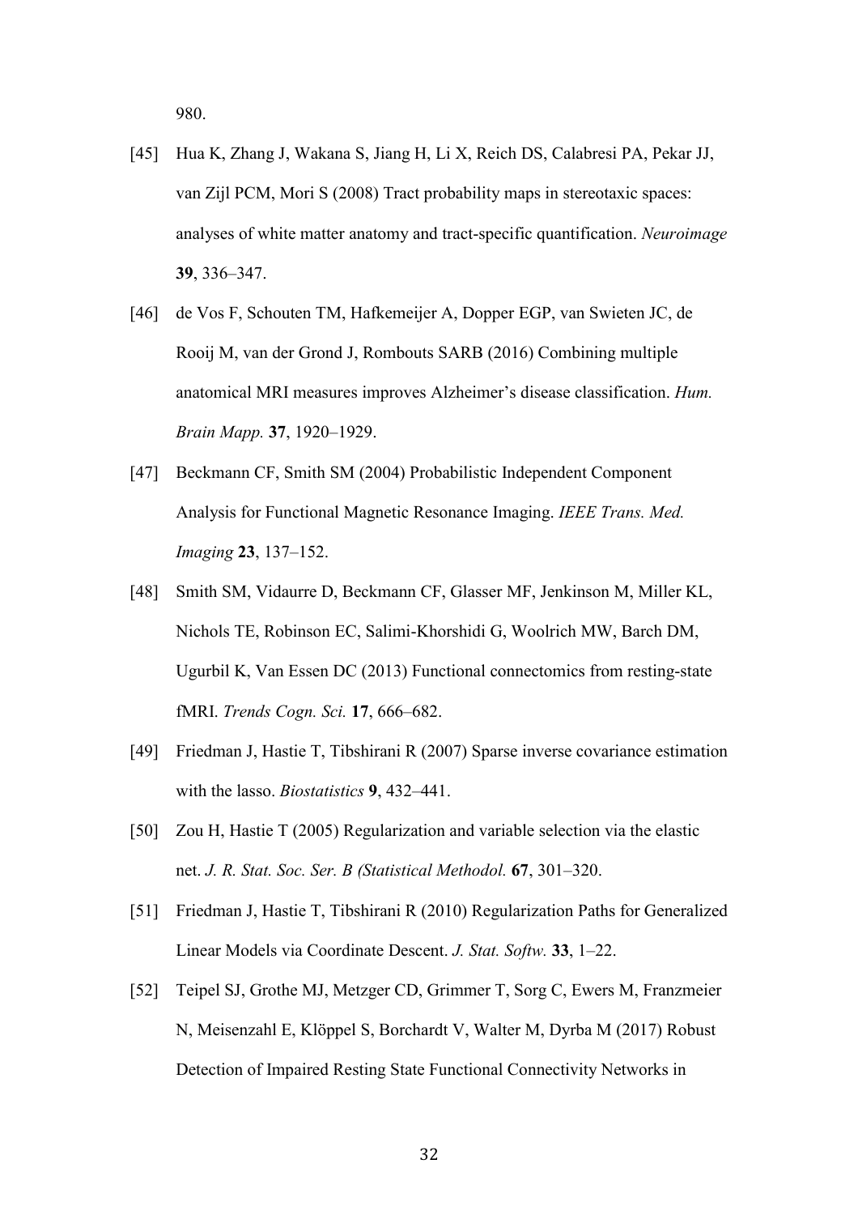980.

[45] Hua K, Zhang J, Wakana S, Jiang H, Li X, Reich DS, Calabresi PA, Pekar JJ, van Zijl PCM, Mori S (2008) Tract probability maps in stereotaxic spaces: analyses of white matter anatomy and tract-specific quantification. *Neuroimage* **39**, 336–347.

[46] de Vos F, Schouten TM, Hafkemeijer A, Dopper EGP, van Swieten JC, de Rooij M, van der Grond J, Rombouts SARB (2016) Combining multiple anatomical MRI measures improves Alzheimer's disease classification. *Hum. Brain Mapp.* **37**, 1920–1929.

[47] Beckmann CF, Smith SM (2004) Probabilistic Independent Component Analysis for Functional Magnetic Resonance Imaging. *IEEE Trans. Med. Imaging* **23**, 137–152.

[48] Smith SM, Vidaurre D, Beckmann CF, Glasser MF, Jenkinson M, Miller KL, Nichols TE, Robinson EC, Salimi-Khorshidi G, Woolrich MW, Barch DM, Ugurbil K, Van Essen DC (2013) Functional connectomics from resting-state fMRI. *Trends Cogn. Sci.* **17**, 666–682.

[49] Friedman J, Hastie T, Tibshirani R (2007) Sparse inverse covariance estimation with the lasso. *Biostatistics* **9**, 432–441.

[50] Zou H, Hastie T (2005) Regularization and variable selection via the elastic net. *J. R. Stat. Soc. Ser. B (Statistical Methodol.* **67**, 301–320.

[51] Friedman J, Hastie T, Tibshirani R (2010) Regularization Paths for Generalized Linear Models via Coordinate Descent. *J. Stat. Softw.* **33**, 1–22.

[52] Teipel SJ, Grothe MJ, Metzger CD, Grimmer T, Sorg C, Ewers M, Franzmeier N, Meisenzahl E, Klöppel S, Borchardt V, Walter M, Dyrba M (2017) Robust Detection of Impaired Resting State Functional Connectivity Networks in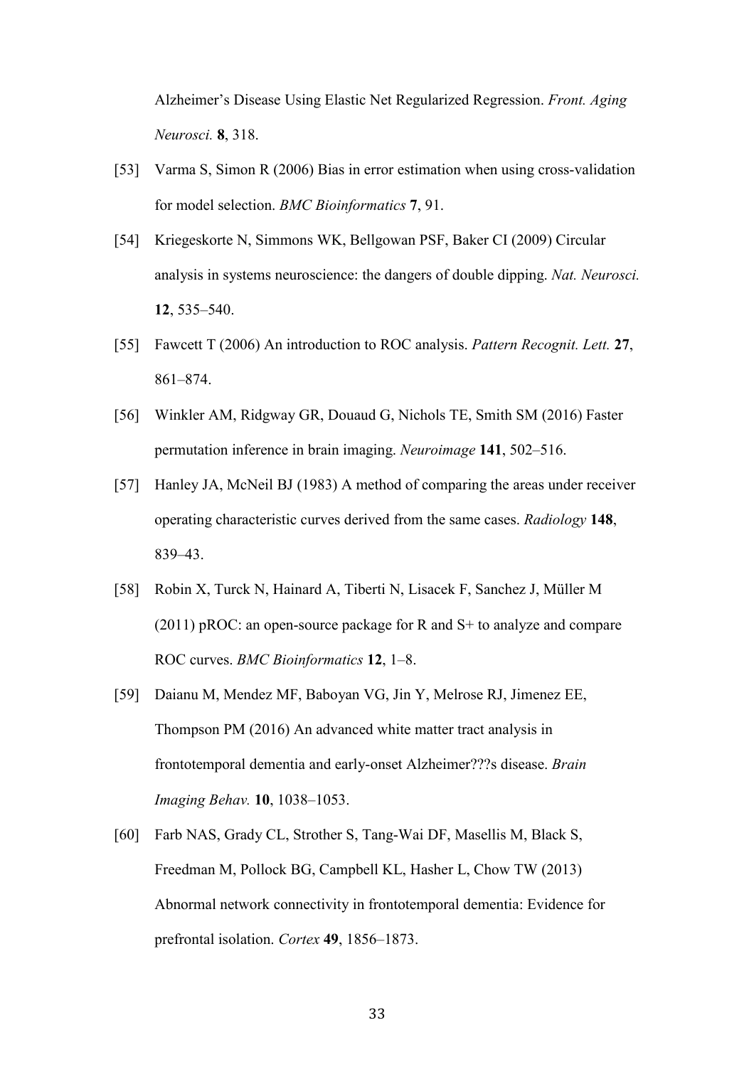Alzheimer's Disease Using Elastic Net Regularized Regression. *Front. Aging Neurosci.* **8**, 318.

[53] Varma S, Simon R (2006) Bias in error estimation when using cross-validation for model selection. *BMC Bioinformatics* **7**, 91.

[54] Kriegeskorte N, Simmons WK, Bellgowan PSF, Baker CI (2009) Circular analysis in systems neuroscience: the dangers of double dipping. *Nat. Neurosci.* **12**, 535–540.

[55] Fawcett T (2006) An introduction to ROC analysis. *Pattern Recognit. Lett.* **27**, 861–874.

[56] Winkler AM, Ridgway GR, Douaud G, Nichols TE, Smith SM (2016) Faster permutation inference in brain imaging. *Neuroimage* **141**, 502–516.

[57] Hanley JA, McNeil BJ (1983) A method of comparing the areas under receiver operating characteristic curves derived from the same cases. *Radiology* **148**, 839–43.

[58] Robin X, Turck N, Hainard A, Tiberti N, Lisacek F, Sanchez J, Müller M (2011) pROC: an open-source package for R and S+ to analyze and compare ROC curves. *BMC Bioinformatics* **12**, 1–8.

[59] Daianu M, Mendez MF, Baboyan VG, Jin Y, Melrose RJ, Jimenez EE, Thompson PM (2016) An advanced white matter tract analysis in frontotemporal dementia and early-onset Alzheimer???s disease. *Brain Imaging Behav.* **10**, 1038–1053.

[60] Farb NAS, Grady CL, Strother S, Tang-Wai DF, Masellis M, Black S, Freedman M, Pollock BG, Campbell KL, Hasher L, Chow TW (2013) Abnormal network connectivity in frontotemporal dementia: Evidence for prefrontal isolation. *Cortex* **49**, 1856–1873.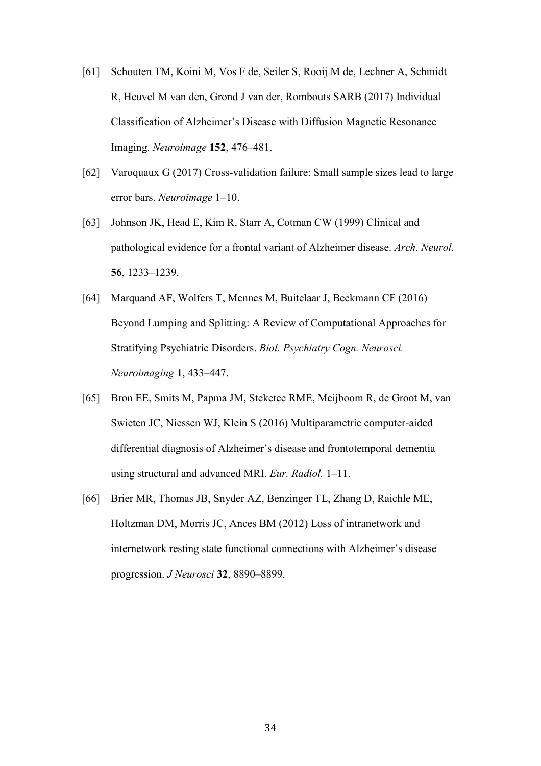[61] Schouten TM, Koini M, Vos F de, Seiler S, Rooij M de, Lechner A, Schmidt R, Heuvel M van den, Grond J van der, Rombouts SARB (2017) Individual Classification of Alzheimer's Disease with Diffusion Magnetic Resonance Imaging. *Neuroimage* **152**, 476–481.

[62] Varoquaux G (2017) Cross-validation failure: Small sample sizes lead to large error bars. *Neuroimage* 1–10.

[63] Johnson JK, Head E, Kim R, Starr A, Cotman CW (1999) Clinical and pathological evidence for a frontal variant of Alzheimer disease. *Arch. Neurol.* **56**, 1233–1239.

[64] Marquand AF, Wolfers T, Mennes M, Buitelaar J, Beckmann CF (2016) Beyond Lumping and Splitting: A Review of Computational Approaches for Stratifying Psychiatric Disorders. *Biol. Psychiatry Cogn. Neurosci. Neuroimaging* **1**, 433–447.

[65] Bron EE, Smits M, Papma JM, Steketee RME, Meijboom R, de Groot M, van Swieten JC, Niessen WJ, Klein S (2016) Multiparametric computer-aided differential diagnosis of Alzheimer's disease and frontotemporal dementia using structural and advanced MRI. *Eur. Radiol.* 1–11.

[66] Brier MR, Thomas JB, Snyder AZ, Benzinger TL, Zhang D, Raichle ME, Holtzman DM, Morris JC, Ances BM (2012) Loss of intranetwork and internetwork resting state functional connections with Alzheimer's disease progression. *J Neurosci* **32**, 8890–8899.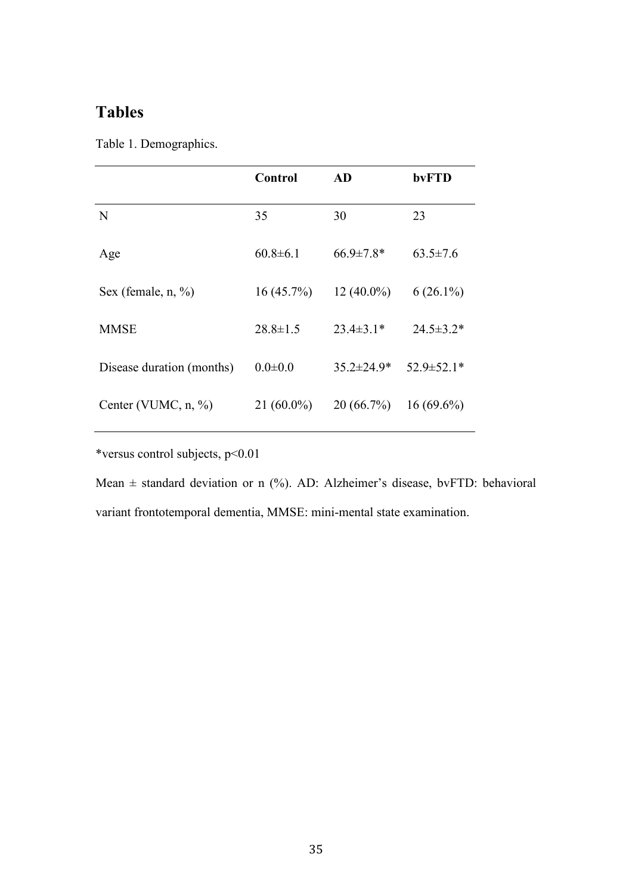# Tables

Table 1. Demographics.

| | Control | AD | bvFTD |
|---|---|---|---|
| N | 35 | 30 | 23 |
| Age | 60.8±6.1 | 66.9±7.8* | 63.5±7.6 |
| Sex (female, n, %) | 16 (45.7%) | 12 (40.0%) | 6 (26.1%) |
| MMSE | 28.8±1.5 | 23.4±3.1* | 24.5±3.2* |
| Disease duration (months) | 0.0±0.0 | 35.2±24.9* | 52.9±52.1* |
| Center (VUMC, n, %) | 21 (60.0%) | 20 (66.7%) | 16 (69.6%) |

*versus control subjects, $p<0.01$

Mean ± standard deviation or n (%). AD: Alzheimer's disease, bvFTD: behavioral variant frontotemporal dementia, MMSE: mini-mental state examination.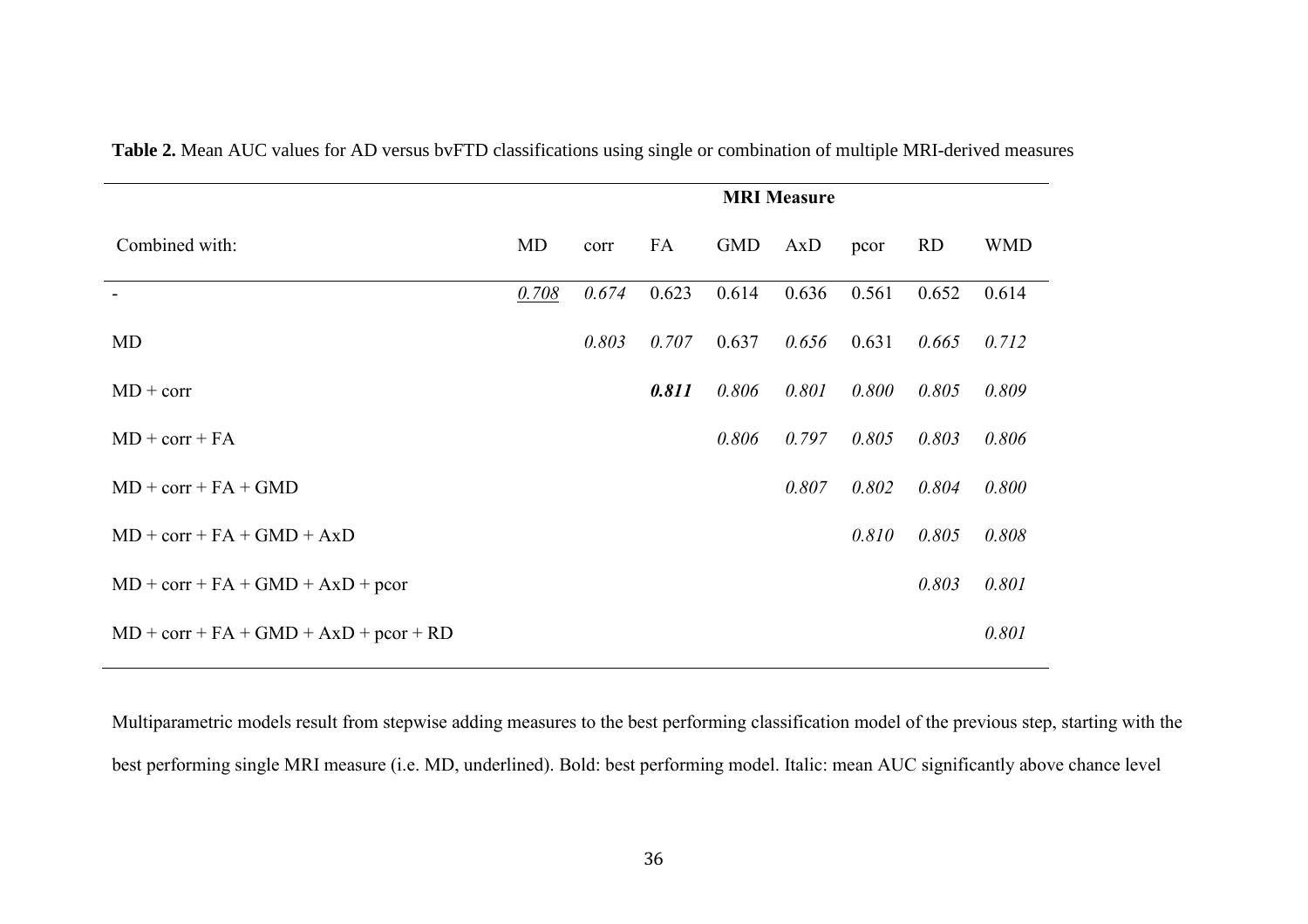**Table 2.** Mean AUC values for AD versus bvFTD classifications using single or combination of multiple MRI-derived measures

| | **MRI Measure** | | | | | | | |
|---|---|---|---|---|---|---|---|---|
| Combined with: | MD | corr | FA | GMD | AxD | pcor | RD | WMD |
| - | *<u>0.708</u>* | *0.674* | 0.623 | 0.614 | 0.636 | 0.561 | 0.652 | 0.614 |
| MD | | *0.803* | *0.707* | 0.637 | *0.656* | 0.631 | *0.665* | *0.712* |
| MD + corr | | | ***0.811*** | *0.806* | *0.801* | *0.800* | *0.805* | *0.809* |
| MD + corr + FA | | | | *0.806* | *0.797* | *0.805* | *0.803* | *0.806* |
| MD + corr + FA + GMD | | | | | *0.807* | *0.802* | *0.804* | *0.800* |
| MD + corr + FA + GMD + AxD | | | | | | *0.810* | *0.805* | *0.808* |
| MD + corr + FA + GMD + AxD + pcor | | | | | | | *0.803* | *0.801* |
| MD + corr + FA + GMD + AxD + pcor + RD | | | | | | | | *0.801* |

Multiparametric models result from stepwise adding measures to the best performing classification model of the previous step, starting with the best performing single MRI measure (i.e. MD, underlined). Bold: best performing model. Italic: mean AUC significantly above chance level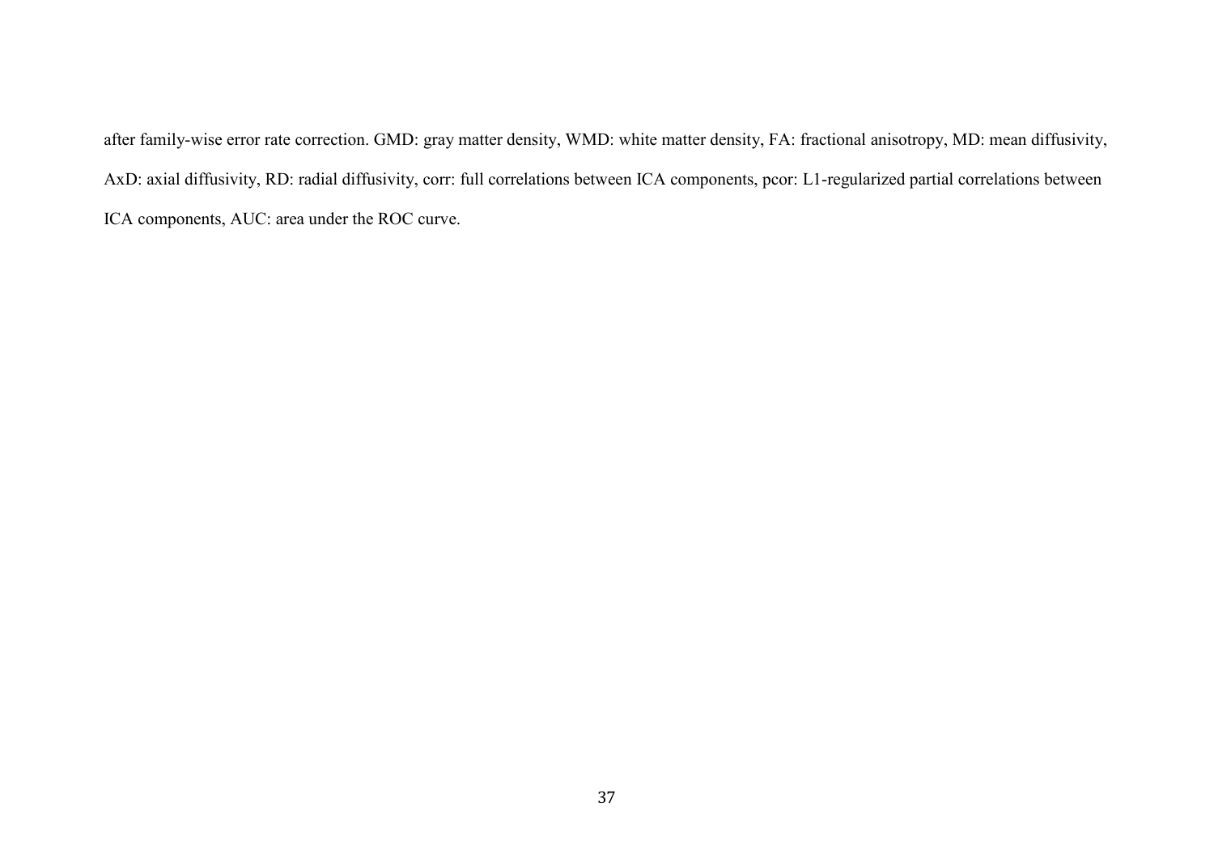after family-wise error rate correction. GMD: gray matter density, WMD: white matter density, FA: fractional anisotropy, MD: mean diffusivity, AxD: axial diffusivity, RD: radial diffusivity, corr: full correlations between ICA components, pcor: L1-regularized partial correlations between ICA components, AUC: area under the ROC curve.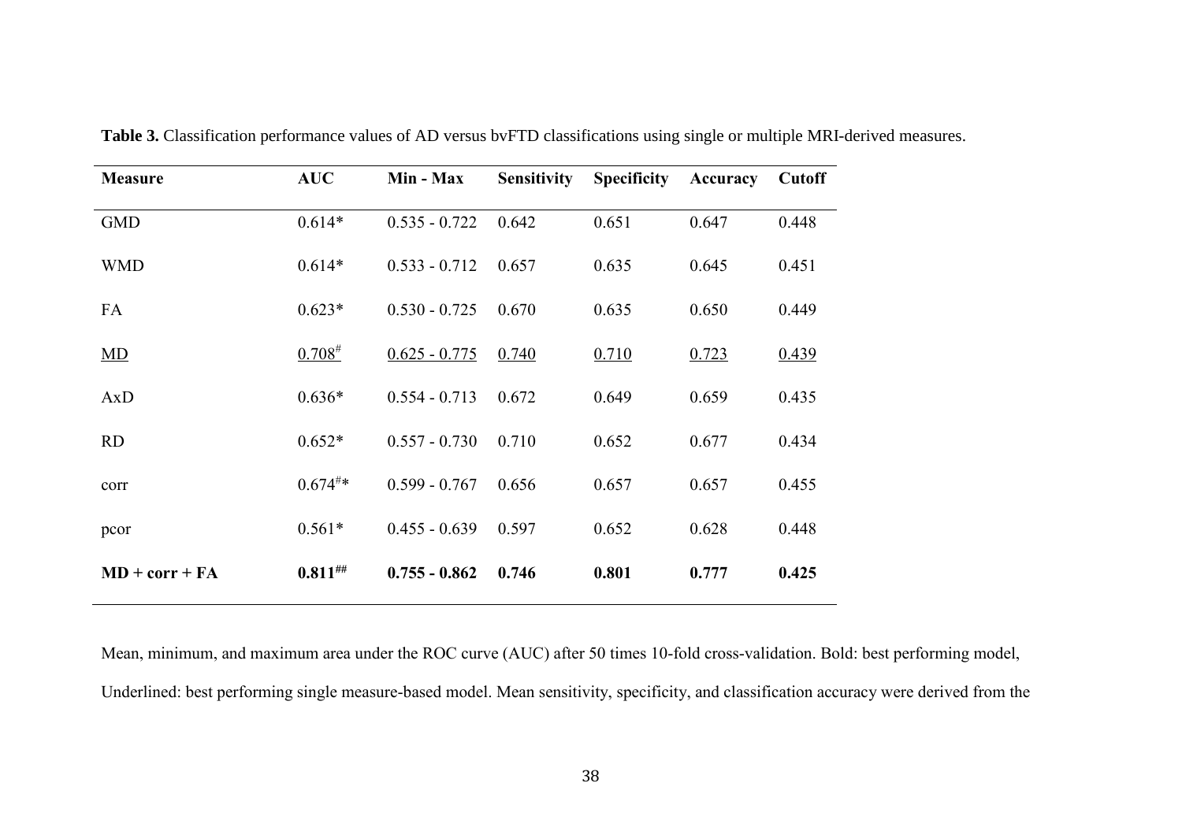**Table 3.** Classification performance values of AD versus bvFTD classifications using single or multiple MRI-derived measures.

| Measure | AUC | Min - Max | Sensitivity | Specificity | Accuracy | Cutoff |
|---|---|---|---|---|---|---|
| GMD | 0.614* | 0.535 - 0.722 | 0.642 | 0.651 | 0.647 | 0.448 |
| WMD | 0.614* | 0.533 - 0.712 | 0.657 | 0.635 | 0.645 | 0.451 |
| FA | 0.623* | 0.530 - 0.725 | 0.670 | 0.635 | 0.650 | 0.449 |
| <u>MD</u> | <u>0.708#</u> | <u>0.625 - 0.775</u> | <u>0.740</u> | <u>0.710</u> | <u>0.723</u> | <u>0.439</u> |
| AxD | 0.636* | 0.554 - 0.713 | 0.672 | 0.649 | 0.659 | 0.435 |
| RD | 0.652* | 0.557 - 0.730 | 0.710 | 0.652 | 0.677 | 0.434 |
| corr | 0.674#* | 0.599 - 0.767 | 0.656 | 0.657 | 0.657 | 0.455 |
| pcor | 0.561* | 0.455 - 0.639 | 0.597 | 0.652 | 0.628 | 0.448 |
| **MD + corr + FA** | **0.811##** | **0.755 - 0.862** | **0.746** | **0.801** | **0.777** | **0.425** |

Mean, minimum, and maximum area under the ROC curve (AUC) after 50 times 10-fold cross-validation. Bold: best performing model, Underlined: best performing single measure-based model. Mean sensitivity, specificity, and classification accuracy were derived from the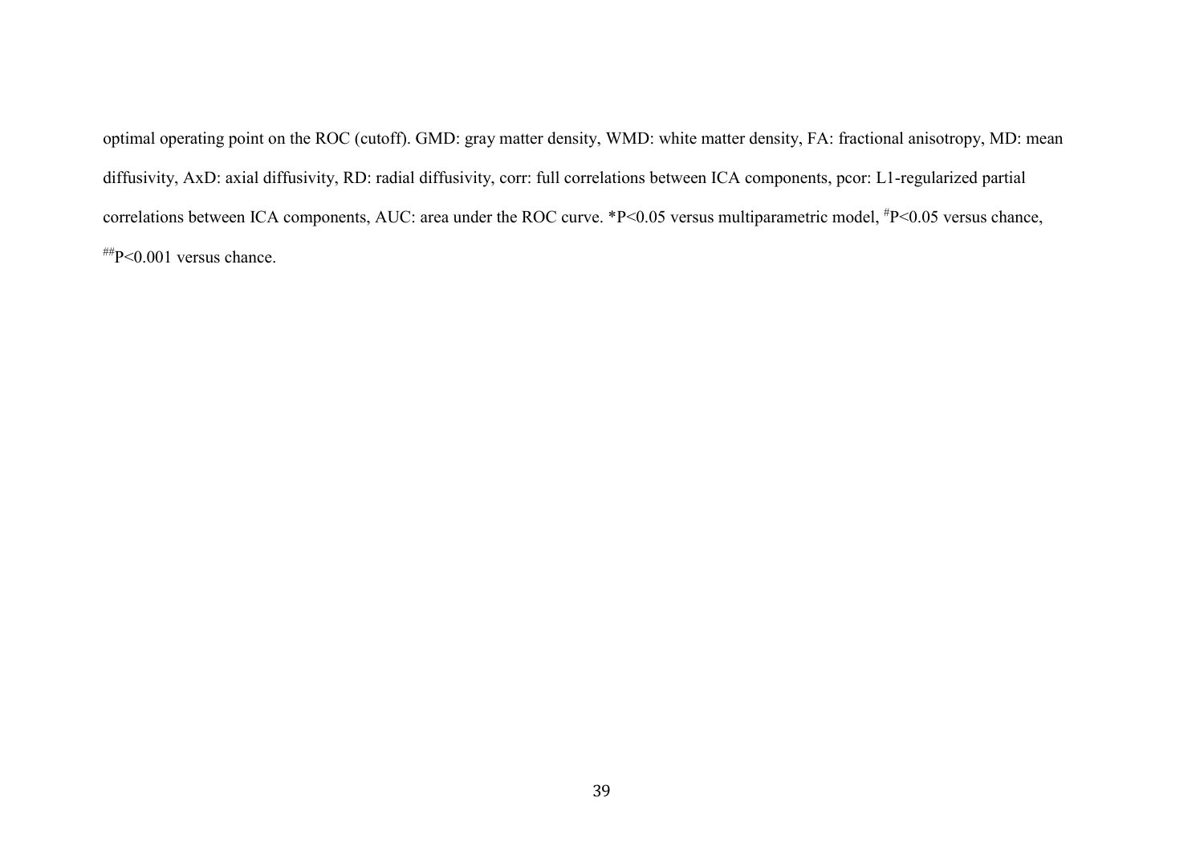optimal operating point on the ROC (cutoff). GMD: gray matter density, WMD: white matter density, FA: fractional anisotropy, MD: mean diffusivity, AxD: axial diffusivity, RD: radial diffusivity, corr: full correlations between ICA components, pcor: L1-regularized partial correlations between ICA components, AUC: area under the ROC curve. *P<0.05 versus multiparametric model, #P<0.05 versus chance, ##P<0.001 versus chance.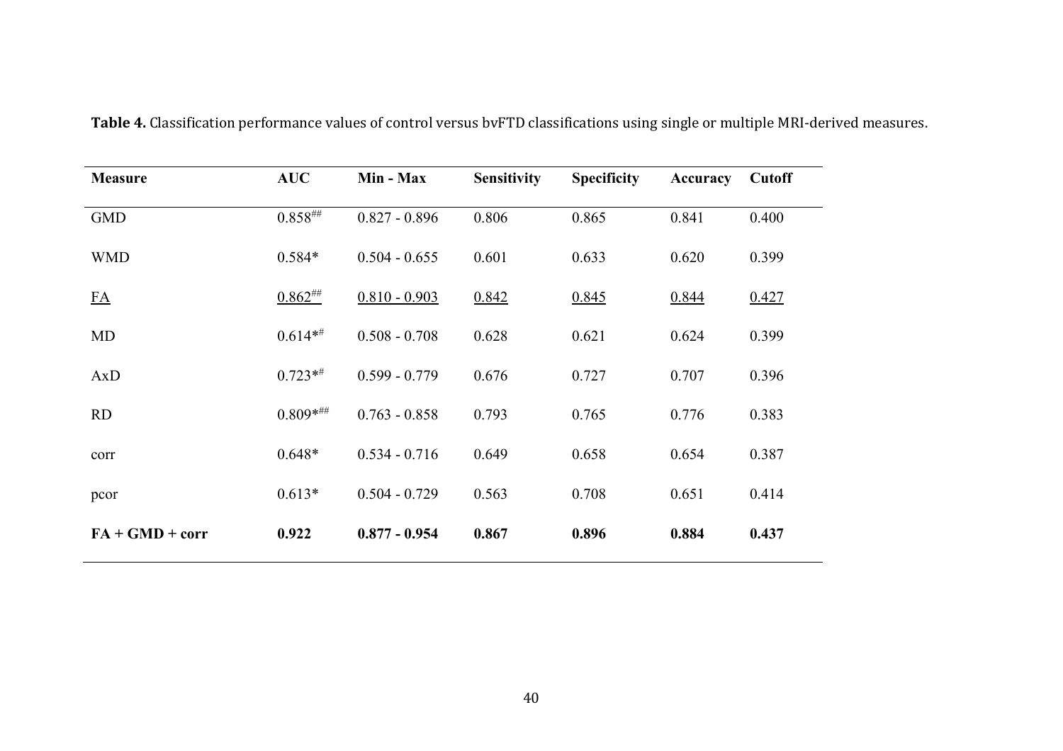**Table 4.** Classification performance values of control versus bvFTD classifications using single or multiple MRI-derived measures.

| Measure | AUC | Min - Max | Sensitivity | Specificity | Accuracy | Cutoff |
|---|---|---|---|---|---|---|
| GMD | 0.858[##] | 0.827 - 0.896 | 0.806 | 0.865 | 0.841 | 0.400 |
| WMD | 0.584* | 0.504 - 0.655 | 0.601 | 0.633 | 0.620 | 0.399 |
| <u>FA</u> | <u>0.862[##]</u> | <u>0.810 - 0.903</u> | <u>0.842</u> | <u>0.845</u> | <u>0.844</u> | <u>0.427</u> |
| MD | 0.614*[#] | 0.508 - 0.708 | 0.628 | 0.621 | 0.624 | 0.399 |
| AxD | 0.723*[#] | 0.599 - 0.779 | 0.676 | 0.727 | 0.707 | 0.396 |
| RD | 0.809*[##] | 0.763 - 0.858 | 0.793 | 0.765 | 0.776 | 0.383 |
| corr | 0.648* | 0.534 - 0.716 | 0.649 | 0.658 | 0.654 | 0.387 |
| pcor | 0.613* | 0.504 - 0.729 | 0.563 | 0.708 | 0.651 | 0.414 |
| **FA + GMD + corr** | **0.922** | **0.877 - 0.954** | **0.867** | **0.896** | **0.884** | **0.437** |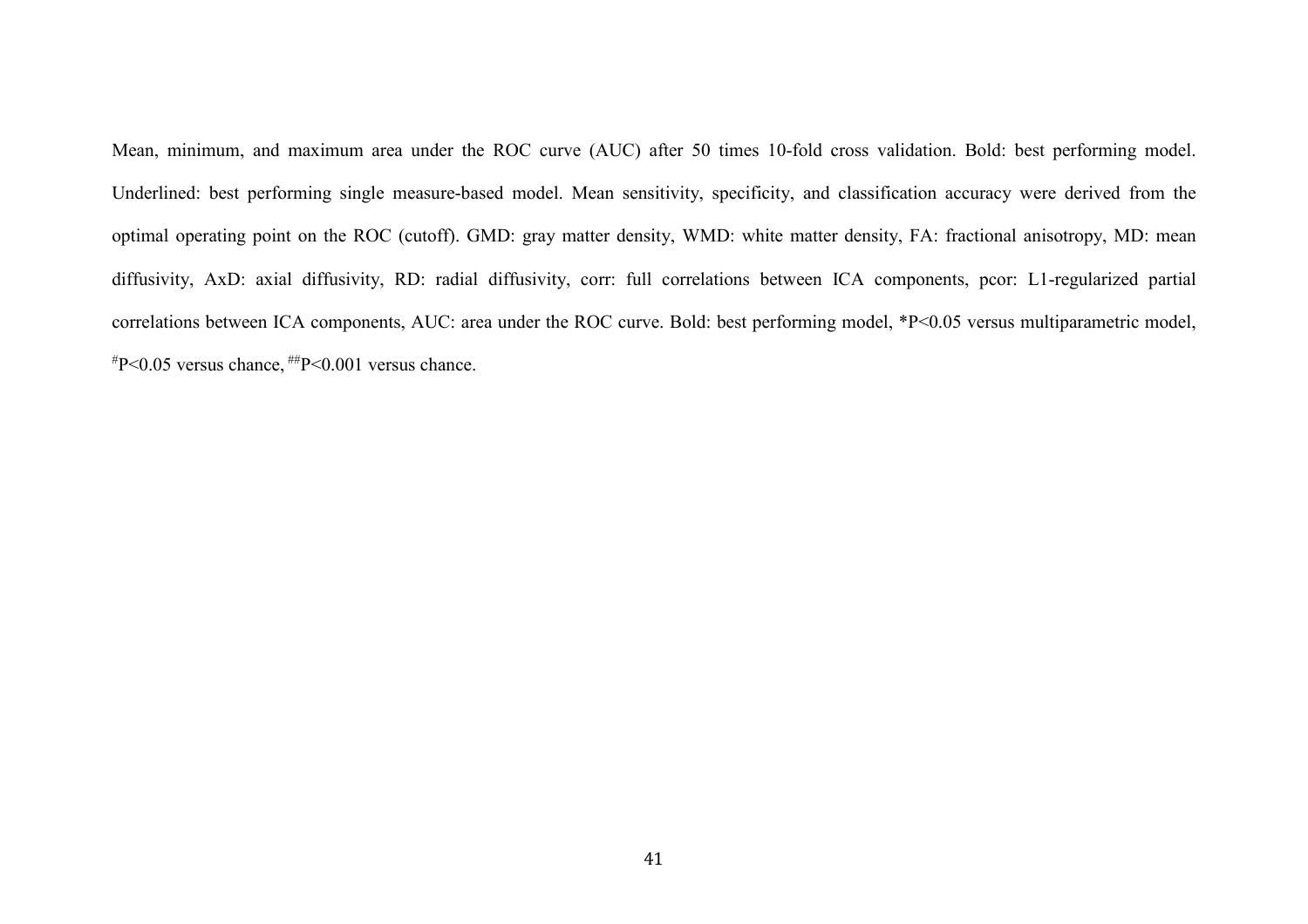Mean, minimum, and maximum area under the ROC curve (AUC) after 50 times 10-fold cross validation. Bold: best performing model. Underlined: best performing single measure-based model. Mean sensitivity, specificity, and classification accuracy were derived from the optimal operating point on the ROC (cutoff). GMD: gray matter density, WMD: white matter density, FA: fractional anisotropy, MD: mean diffusivity, AxD: axial diffusivity, RD: radial diffusivity, corr: full correlations between ICA components, pcor: L1-regularized partial correlations between ICA components, AUC: area under the ROC curve. Bold: best performing model, *P<0.05 versus multiparametric model, [#]P<0.05 versus chance, [##]P<0.001 versus chance.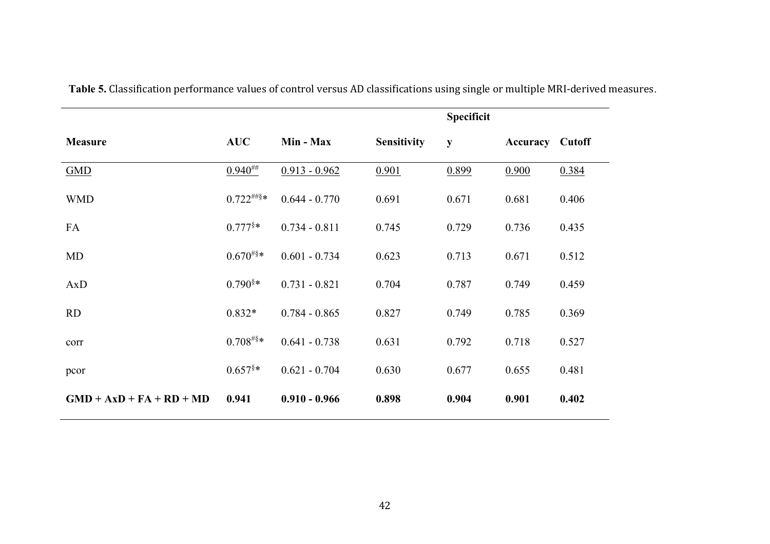**Table 5.** Classification performance values of control versus AD classifications using single or multiple MRI-derived measures.

| Measure | AUC | Min - Max | Sensitivity | Specificity | Accuracy | Cutoff |
|---|---|---|---|---|---|---|
| <u>GMD</u> | <u>0.940</u>[##] | <u>0.913 - 0.962</u> | <u>0.901</u> | <u>0.899</u> | <u>0.900</u> | <u>0.384</u> |
| WMD | 0.722[##§]* | 0.644 - 0.770 | 0.691 | 0.671 | 0.681 | 0.406 |
| FA | 0.777[§]* | 0.734 - 0.811 | 0.745 | 0.729 | 0.736 | 0.435 |
| MD | 0.670[#§]* | 0.601 - 0.734 | 0.623 | 0.713 | 0.671 | 0.512 |
| AxD | 0.790[§]* | 0.731 - 0.821 | 0.704 | 0.787 | 0.749 | 0.459 |
| RD | 0.832* | 0.784 - 0.865 | 0.827 | 0.749 | 0.785 | 0.369 |
| corr | 0.708[#§]* | 0.641 - 0.738 | 0.631 | 0.792 | 0.718 | 0.527 |
| pcor | 0.657[§]* | 0.621 - 0.704 | 0.630 | 0.677 | 0.655 | 0.481 |
| **GMD + AxD + FA + RD + MD** | **0.941** | **0.910 - 0.966** | **0.898** | **0.904** | **0.901** | **0.402** |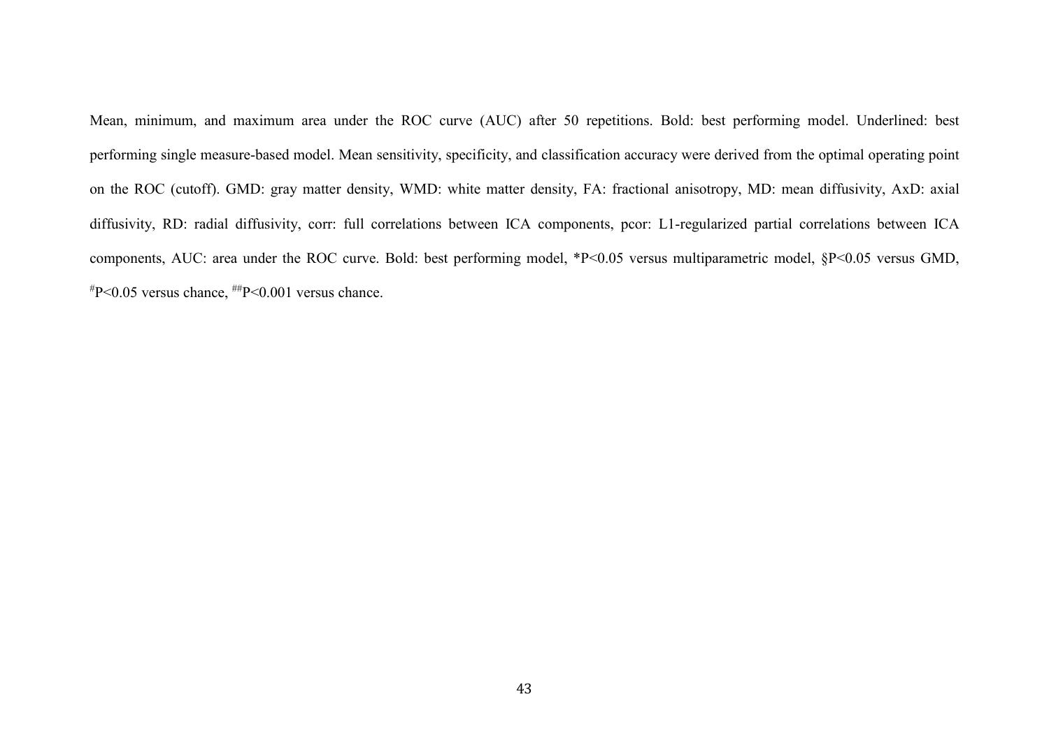Mean, minimum, and maximum area under the ROC curve (AUC) after 50 repetitions. Bold: best performing model. Underlined: best performing single measure-based model. Mean sensitivity, specificity, and classification accuracy were derived from the optimal operating point on the ROC (cutoff). GMD: gray matter density, WMD: white matter density, FA: fractional anisotropy, MD: mean diffusivity, AxD: axial diffusivity, RD: radial diffusivity, corr: full correlations between ICA components, pcor: L1-regularized partial correlations between ICA components, AUC: area under the ROC curve. Bold: best performing model, *P<0.05 versus multiparametric model, §P<0.05 versus GMD, #P<0.05 versus chance, ##P<0.001 versus chance.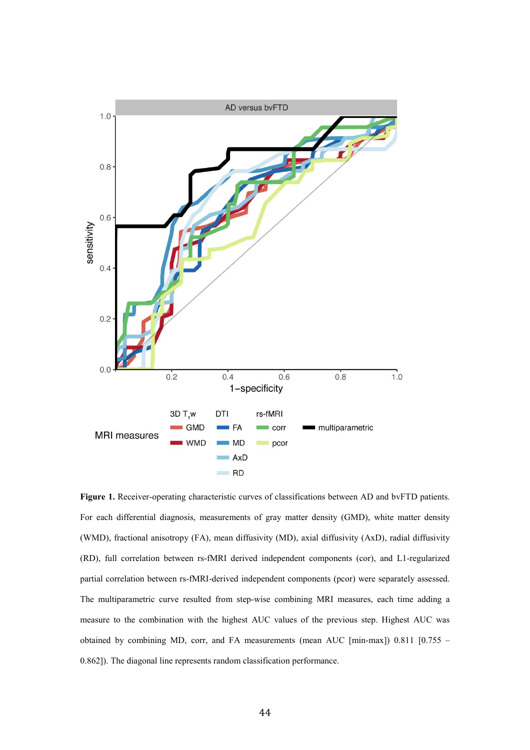**Figure 1.** Receiver-operating characteristic curves of classifications between AD and bvFTD patients. For each differential diagnosis, measurements of gray matter density (GMD), white matter density (WMD), fractional anisotropy (FA), mean diffusivity (MD), axial diffusivity (AxD), radial diffusivity (RD), full correlation between rs-fMRI derived independent components (cor), and L1-regularized partial correlation between rs-fMRI-derived independent components (pcor) were separately assessed. The multiparametric curve resulted from step-wise combining MRI measures, each time adding a measure to the combination with the highest AUC values of the previous step. Highest AUC was obtained by combining MD, corr, and FA measurements (mean AUC [min-max]) 0.811 [0.755 – 0.862]). The diagonal line represents random classification performance.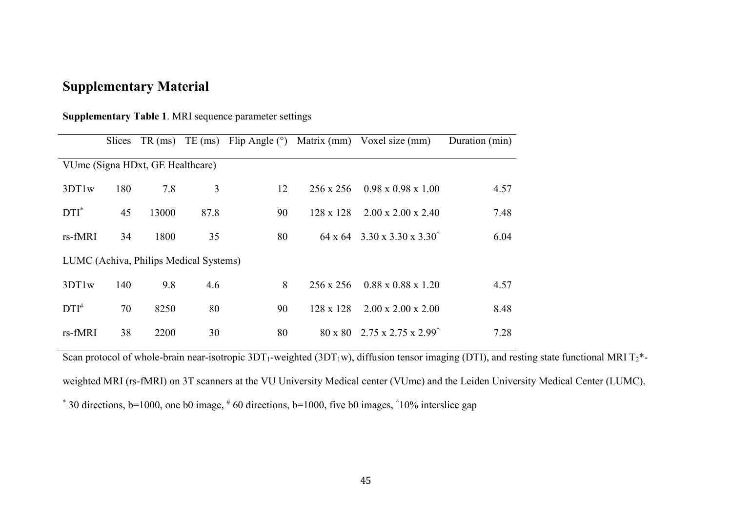# Supplementary Material

**Supplementary Table 1**. MRI sequence parameter settings

| | Slices | TR (ms) | TE (ms) | Flip Angle (°) | Matrix (mm) | Voxel size (mm) | Duration (min) |
|---|---|---|---|---|---|---|---|
| VUmc (Signa HDxt, GE Healthcare) | | | | | | | |
| 3DT1w | 180 | 7.8 | 3 | 12 | 256 x 256 | 0.98 x 0.98 x 1.00 | 4.57 |
| DTI* | 45 | 13000 | 87.8 | 90 | 128 x 128 | 2.00 x 2.00 x 2.40 | 7.48 |
| rs-fMRI | 34 | 1800 | 35 | 80 | 64 x 64 | 3.30 x 3.30 x 3.30^ | 6.04 |
| LUMC (Achiva, Philips Medical Systems) | | | | | | | |
| 3DT1w | 140 | 9.8 | 4.6 | 8 | 256 x 256 | 0.88 x 0.88 x 1.20 | 4.57 |
| DTI# | 70 | 8250 | 80 | 90 | 128 x 128 | 2.00 x 2.00 x 2.00 | 8.48 |
| rs-fMRI | 38 | 2200 | 30 | 80 | 80 x 80 | 2.75 x 2.75 x 2.99^ | 7.28 |

Scan protocol of whole-brain near-isotropic 3DT$_1$-weighted (3DT$_1$w), diffusion tensor imaging (DTI), and resting state functional MRI $T_2$*-weighted MRI (rs-fMRI) on 3T scanners at the VU University Medical center (VUmc) and the Leiden University Medical Center (LUMC).

* 30 directions, b=1000, one b0 image, # 60 directions, b=1000, five b0 images, ^10% interslice gap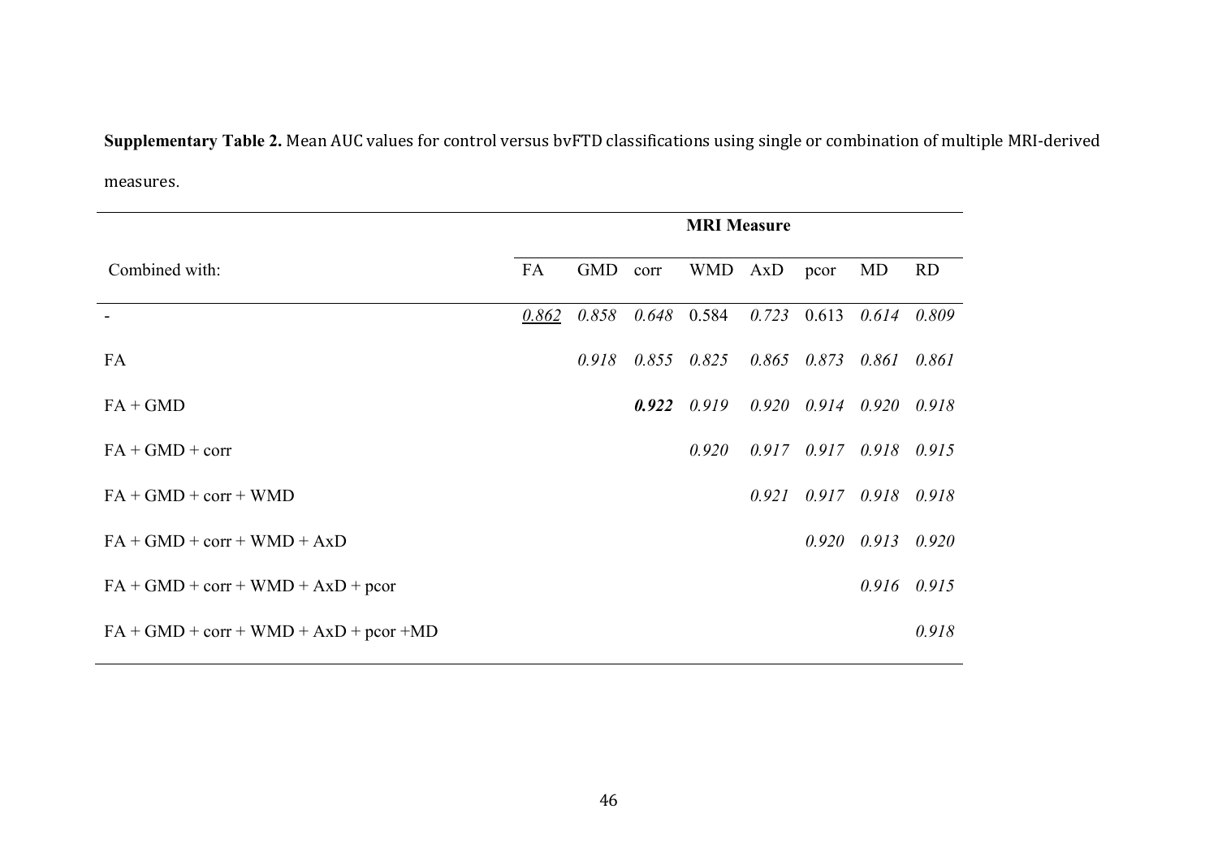**Supplementary Table 2.** Mean AUC values for control versus bvFTD classifications using single or combination of multiple MRI-derived measures.

| | **MRI Measure** | | | | | | | |
|---|---|---|---|---|---|---|---|---|
| Combined with: | FA | GMD | corr | WMD | AxD | pcor | MD | RD |
| - | <u>*0.862*</u> | *0.858* | *0.648* | 0.584 | *0.723* | 0.613 | *0.614* | *0.809* |
| FA | | *0.918* | *0.855* | *0.825* | *0.865* | *0.873* | *0.861* | *0.861* |
| FA + GMD | | | ***0.922*** | *0.919* | *0.920* | *0.914* | *0.920* | *0.918* |
| FA + GMD + corr | | | | *0.920* | *0.917* | *0.917* | *0.918* | *0.915* |
| FA + GMD + corr + WMD | | | | | *0.921* | *0.917* | *0.918* | *0.918* |
| FA + GMD + corr + WMD + AxD | | | | | | *0.920* | *0.913* | *0.920* |
| FA + GMD + corr + WMD + AxD + pcor | | | | | | | *0.916* | *0.915* |
| FA + GMD + corr + WMD + AxD + pcor +MD | | | | | | | | *0.918* |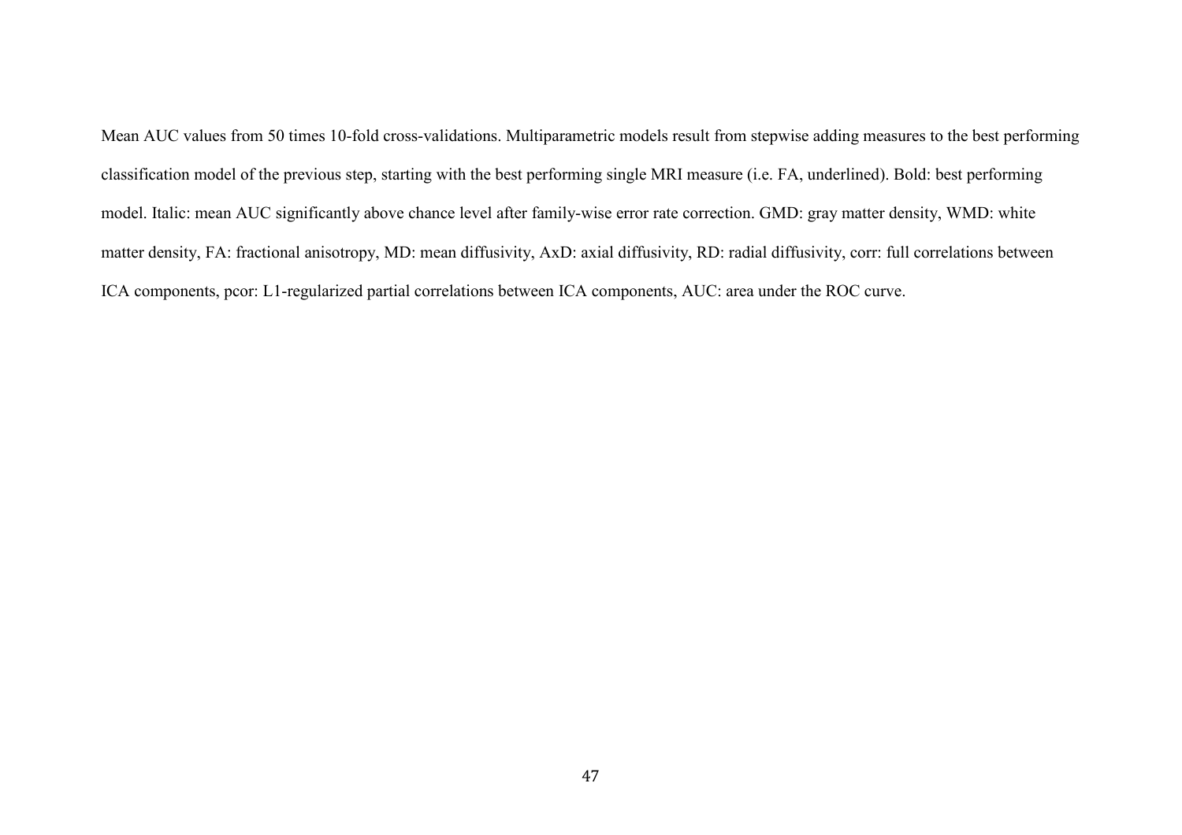Mean AUC values from 50 times 10-fold cross-validations. Multiparametric models result from stepwise adding measures to the best performing classification model of the previous step, starting with the best performing single MRI measure (i.e. FA, underlined). Bold: best performing model. Italic: mean AUC significantly above chance level after family-wise error rate correction. GMD: gray matter density, WMD: white matter density, FA: fractional anisotropy, MD: mean diffusivity, AxD: axial diffusivity, RD: radial diffusivity, corr: full correlations between ICA components, pcor: L1-regularized partial correlations between ICA components, AUC: area under the ROC curve.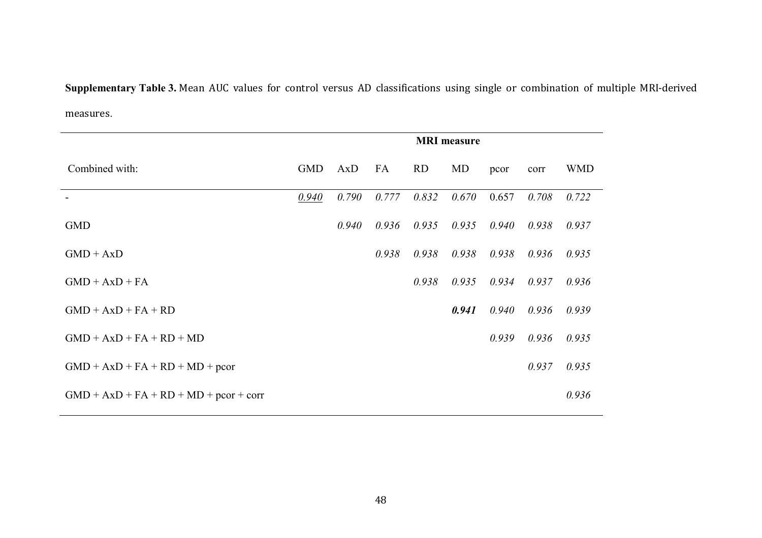**Supplementary Table 3.** Mean AUC values for control versus AD classifications using single or combination of multiple MRI-derived measures.

| | MRI measure | | | | | | | |
|---|---|---|---|---|---|---|---|---|
| Combined with: | GMD | AxD | FA | RD | MD | pcor | corr | WMD |
| - | <u>*0.940*</u> | *0.790* | *0.777* | *0.832* | *0.670* | 0.657 | *0.708* | *0.722* |
| GMD | | *0.940* | *0.936* | *0.935* | *0.935* | *0.940* | *0.938* | *0.937* |
| GMD + AxD | | | *0.938* | *0.938* | *0.938* | *0.938* | *0.936* | *0.935* |
| GMD + AxD + FA | | | | *0.938* | *0.935* | *0.934* | *0.937* | *0.936* |
| GMD + AxD + FA + RD | | | | | ***0.941*** | *0.940* | *0.936* | *0.939* |
| GMD + AxD + FA + RD + MD | | | | | | *0.939* | *0.936* | *0.935* |
| GMD + AxD + FA + RD + MD + pcor | | | | | | | *0.937* | *0.935* |
| GMD + AxD + FA + RD + MD + pcor + corr | | | | | | | | *0.936* |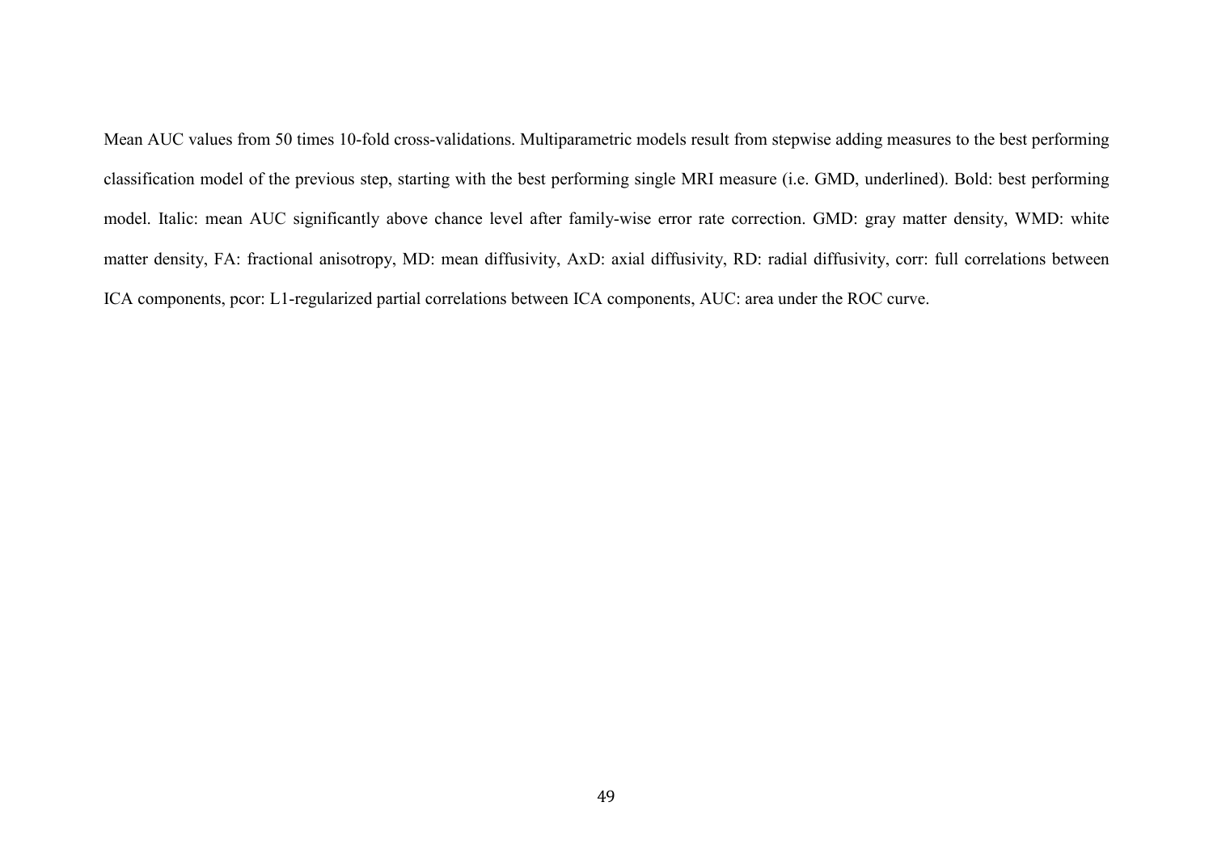Mean AUC values from 50 times 10-fold cross-validations. Multiparametric models result from stepwise adding measures to the best performing classification model of the previous step, starting with the best performing single MRI measure (i.e. GMD, underlined). Bold: best performing model. Italic: mean AUC significantly above chance level after family-wise error rate correction. GMD: gray matter density, WMD: white matter density, FA: fractional anisotropy, MD: mean diffusivity, AxD: axial diffusivity, RD: radial diffusivity, corr: full correlations between ICA components, pcor: L1-regularized partial correlations between ICA components, AUC: area under the ROC curve.